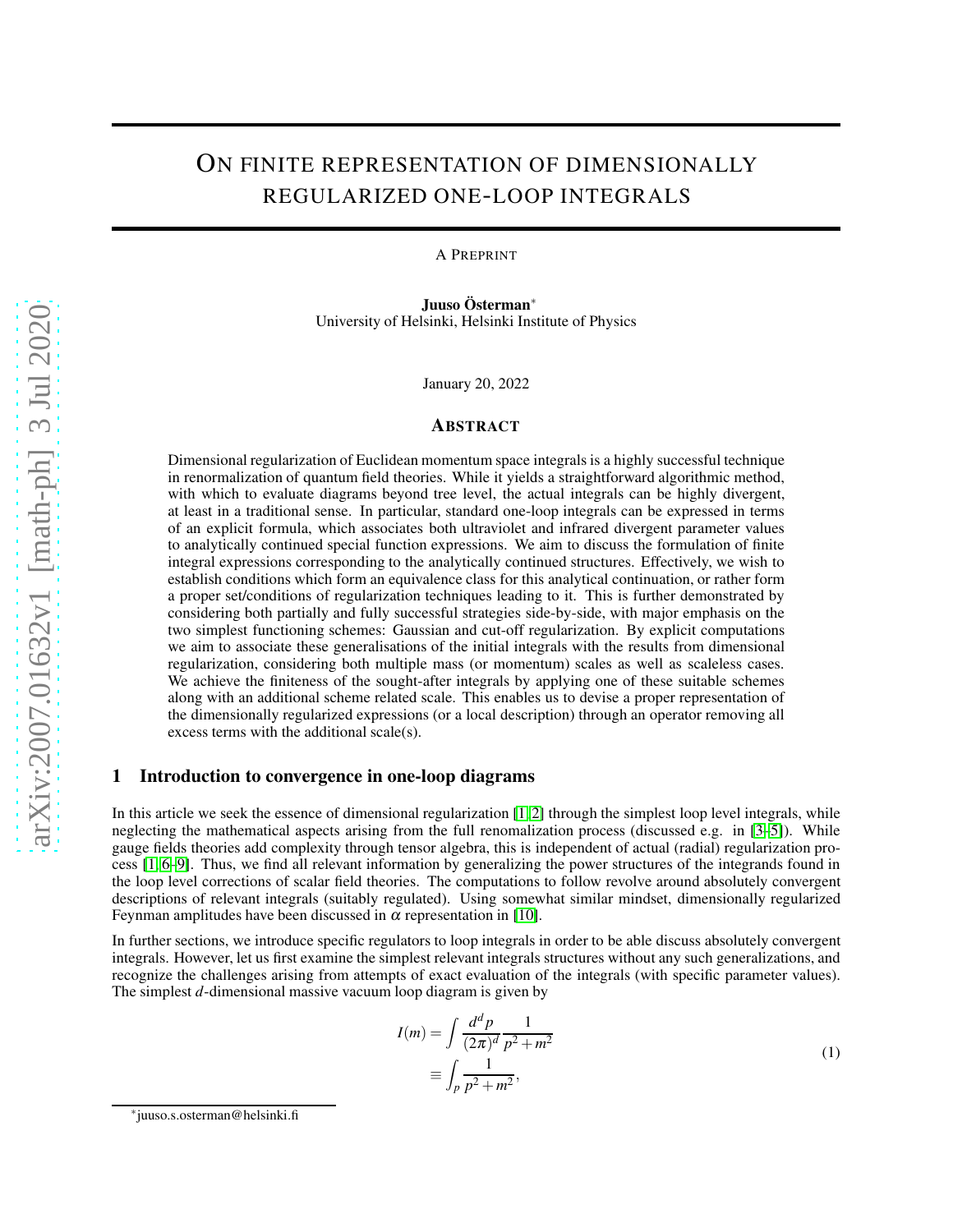# ON FINITE REPRESENTATION OF DIMENSIONALLY REGULARIZED ONE-LOOP INTEGRALS

A PREPRINT

**Juuso Österman**[*]
University of Helsinki, Helsinki Institute of Physics

January 20, 2022

## ABSTRACT

Dimensional regularization of Euclidean momentum space integrals is a highly successful technique in renormalization of quantum field theories. While it yields a straightforward algorithmic method, with which to evaluate diagrams beyond tree level, the actual integrals can be highly divergent, at least in a traditional sense. In particular, standard one-loop integrals can be expressed in terms of an explicit formula, which associates both ultraviolet and infrared divergent parameter values to analytically continued special function expressions. We aim to discuss the formulation of finite integral expressions corresponding to the analytically continued structures. Effectively, we wish to establish conditions which form an equivalence class for this analytical continuation, or rather form a proper set/conditions of regularization techniques leading to it. This is further demonstrated by considering both partially and fully successful strategies side-by-side, with major emphasis on the two simplest functioning schemes: Gaussian and cut-off regularization. By explicit computations we aim to associate these generalisations of the initial integrals with the results from dimensional regularization, considering both multiple mass (or momentum) scales as well as scaleless cases. We achieve the finiteness of the sought-after integrals by applying one of these suitable schemes along with an additional scheme related scale. This enables us to devise a proper representation of the dimensionally regularized expressions (or a local description) through an operator removing all excess terms with the additional scale(s).

## 1 Introduction to convergence in one-loop diagrams

In this article we seek the essence of dimensional regularization [1, 2] through the simplest loop level integrals, while neglecting the mathematical aspects arising from the full renormalization process (discussed e.g. in [3–5]). While gauge fields theories add complexity through tensor algebra, this is independent of actual (radial) regularization process [1, 6–9]. Thus, we find all relevant information by generalizing the power structures of the integrands found in the loop level corrections of scalar field theories. The computations to follow revolve around absolutely convergent descriptions of relevant integrals (suitably regulated). Using somewhat similar mindset, dimensionally regularized Feynman amplitudes have been discussed in $\alpha$ representation in [10].

In further sections, we introduce specific regulators to loop integrals in order to be able discuss absolutely convergent integrals. However, let us first examine the simplest relevant integrals structures without any such generalizations, and recognize the challenges arising from attempts of exact evaluation of the integrals (with specific parameter values). The simplest $d$-dimensional massive vacuum loop diagram is given by

$$
\begin{aligned}
I(m) &= \int \frac{d^d p}{(2\pi)^d} \frac{1}{p^2 + m^2} \\
&\equiv \int_p \frac{1}{p^2 + m^2},
\end{aligned}
\tag{1}
$$

[*] juuso.s.osterman@helsinki.fi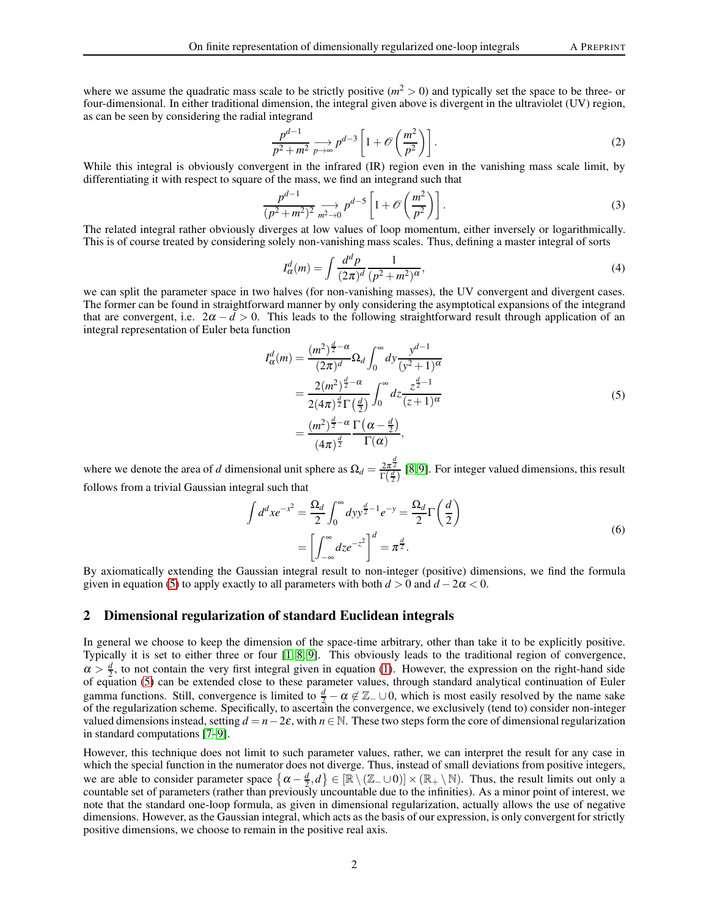where we assume the quadratic mass scale to be strictly positive ($m^2 > 0$) and typically set the space to be three- or four-dimensional. In either traditional dimension, the integral given above is divergent in the ultraviolet (UV) region, as can be seen by considering the radial integrand

$$\frac{p^{d-1}}{p^2+m^2} \underset{p\to\infty}{\longrightarrow} p^{d-3}\left[1+\mathscr{O}\left(\frac{m^2}{p^2}\right)\right]. \tag{2}$$

While this integral is obviously convergent in the infrared (IR) region even in the vanishing mass scale limit, by differentiating it with respect to square of the mass, we find an integrand such that

$$\frac{p^{d-1}}{(p^2+m^2)^2} \underset{m^2\to 0}{\longrightarrow} p^{d-5}\left[1+\mathscr{O}\left(\frac{m^2}{p^2}\right)\right]. \tag{3}$$

The related integral rather obviously diverges at low values of loop momentum, either inversely or logarithmically. This is of course treated by considering solely non-vanishing mass scales. Thus, defining a master integral of sorts

$$I^d_\alpha(m) = \int \frac{d^dp}{(2\pi)^d}\frac{1}{(p^2+m^2)^\alpha}, \tag{4}$$

we can split the parameter space in two halves (for non-vanishing masses), the UV convergent and divergent cases. The former can be found in straightforward manner by only considering the asymptotical expansions of the integrand that are convergent, i.e. $2\alpha - d > 0$. This leads to the following straightforward result through application of an integral representation of Euler beta function

$$\begin{aligned}
I^d_\alpha(m) &= \frac{(m^2)^{\frac{d}{2}-\alpha}}{(2\pi)^d}\Omega_d\int_0^\infty dy\frac{y^{d-1}}{(y^2+1)^\alpha}\\
&= \frac{2(m^2)^{\frac{d}{2}-\alpha}}{2(4\pi)^{\frac{d}{2}}\Gamma\left(\frac{d}{2}\right)}\int_0^\infty dz\frac{z^{\frac{d}{2}-1}}{(z+1)^\alpha}\\
&= \frac{(m^2)^{\frac{d}{2}-\alpha}}{(4\pi)^{\frac{d}{2}}}\frac{\Gamma\left(\alpha-\frac{d}{2}\right)}{\Gamma(\alpha)},
\end{aligned} \tag{5}$$

where we denote the area of $d$ dimensional unit sphere as $\Omega_d = \frac{2\pi^{\frac{d}{2}}}{\Gamma\left(\frac{d}{2}\right)}$ [8, 9]. For integer valued dimensions, this result follows from a trivial Gaussian integral such that

$$\begin{aligned}
\int d^dx e^{-x^2} &= \frac{\Omega_d}{2}\int_0^\infty dy y^{\frac{d}{2}-1}e^{-y} = \frac{\Omega_d}{2}\Gamma\left(\frac{d}{2}\right)\\
&= \left[\int_{-\infty}^\infty dz e^{-z^2}\right]^d = \pi^{\frac{d}{2}}.
\end{aligned} \tag{6}$$

By axiomatically extending the Gaussian integral result to non-integer (positive) dimensions, we find the formula given in equation (5) to apply exactly to all parameters with both $d > 0$ and $d - 2\alpha < 0$.

## 2 Dimensional regularization of standard Euclidean integrals

In general we choose to keep the dimension of the space-time arbitrary, other than take it to be explicitly positive. Typically it is set to either three or four [1, 8, 9]. This obviously leads to the traditional region of convergence, $\alpha > \frac{d}{2}$, to not contain the very first integral given in equation (1). However, the expression on the right-hand side of equation (5) can be extended close to these parameter values, through standard analytical continuation of Euler gamma functions. Still, convergence is limited to $\frac{d}{2} - \alpha \notin \mathbb{Z}_- \cup 0$, which is most easily resolved by the name sake of the regularization scheme. Specifically, to ascertain the convergence, we exclusively (tend to) consider non-integer valued dimensions instead, setting $d = n - 2\varepsilon$, with $n \in \mathbb{N}$. These two steps form the core of dimensional regularization in standard computations [7–9].

However, this technique does not limit to such parameter values, rather, we can interpret the result for any case in which the special function in the numerator does not diverge. Thus, instead of small deviations from positive integers, we are able to consider parameter space $\left\{\alpha - \frac{d}{2}, d\right\} \in [\mathbb{R} \setminus (\mathbb{Z}_- \cup 0)] \times (\mathbb{R}_+ \setminus \mathbb{N})$. Thus, the result limits out only a countable set of parameters (rather than previously uncountable due to the infinities). As a minor point of interest, we note that the standard one-loop formula, as given in dimensional regularization, actually allows the use of negative dimensions. However, as the Gaussian integral, which acts as the basis of our expression, is only convergent for strictly positive dimensions, we choose to remain in the positive real axis.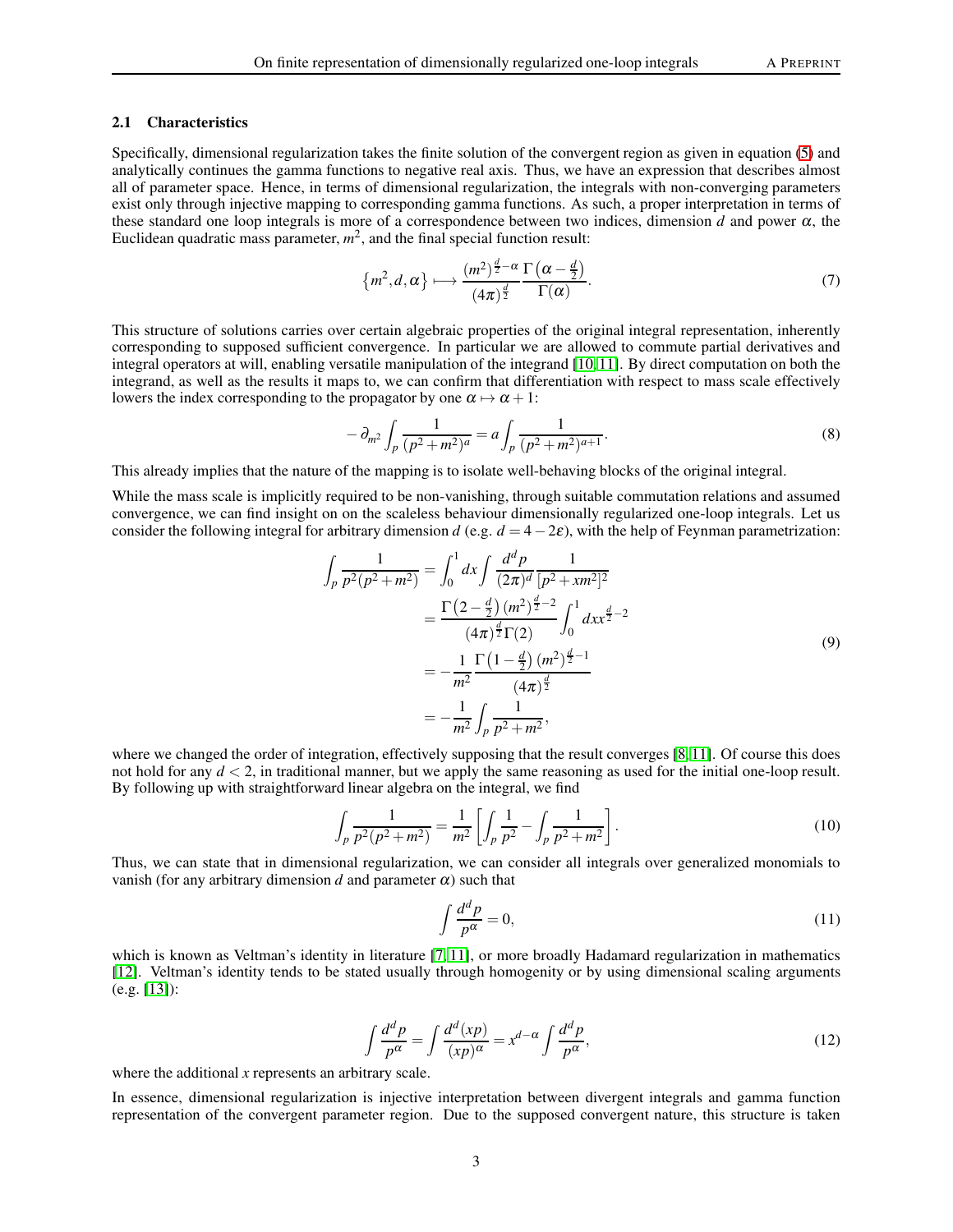### 2.1 Characteristics

Specifically, dimensional regularization takes the finite solution of the convergent region as given in equation (5) and analytically continues the gamma functions to negative real axis. Thus, we have an expression that describes almost all of parameter space. Hence, in terms of dimensional regularization, the integrals with non-converging parameters exist only through injective mapping to corresponding gamma functions. As such, a proper interpretation in terms of these standard one loop integrals is more of a correspondence between two indices, dimension $d$ and power $\alpha$, the Euclidean quadratic mass parameter, $m^2$, and the final special function result:

$$\left\{m^2, d, \alpha\right\} \longmapsto \frac{(m^2)^{\frac{d}{2}-\alpha}}{(4\pi)^{\frac{d}{2}}} \frac{\Gamma\left(\alpha - \frac{d}{2}\right)}{\Gamma(\alpha)}. \tag{7}$$

This structure of solutions carries over certain algebraic properties of the original integral representation, inherently corresponding to supposed sufficient convergence. In particular we are allowed to commute partial derivatives and integral operators at will, enabling versatile manipulation of the integrand [10,11]. By direct computation on both the integrand, as well as the results it maps to, we can confirm that differentiation with respect to mass scale effectively lowers the index corresponding to the propagator by one $\alpha \mapsto \alpha + 1$:

$$-\partial_{m^2} \int_p \frac{1}{(p^2+m^2)^a} = a \int_p \frac{1}{(p^2+m^2)^{a+1}}. \tag{8}$$

This already implies that the nature of the mapping is to isolate well-behaving blocks of the original integral.

While the mass scale is implicitly required to be non-vanishing, through suitable commutation relations and assumed convergence, we can find insight on on the scaleless behaviour dimensionally regularized one-loop integrals. Let us consider the following integral for arbitrary dimension $d$ (e.g. $d = 4 - 2\varepsilon$), with the help of Feynman parametrization:

$$\begin{aligned}
\int_p \frac{1}{p^2(p^2+m^2)} &= \int_0^1 dx \int \frac{d^d p}{(2\pi)^d} \frac{1}{[p^2 + xm^2]^2} \\
&= \frac{\Gamma\left(2-\frac{d}{2}\right)(m^2)^{\frac{d}{2}-2}}{(4\pi)^{\frac{d}{2}}\Gamma(2)} \int_0^1 dx x^{\frac{d}{2}-2} \\
&= -\frac{1}{m^2} \frac{\Gamma\left(1-\frac{d}{2}\right)(m^2)^{\frac{d}{2}-1}}{(4\pi)^{\frac{d}{2}}} \\
&= -\frac{1}{m^2} \int_p \frac{1}{p^2+m^2},
\end{aligned} \tag{9}$$

where we changed the order of integration, effectively supposing that the result converges [8,11]. Of course this does not hold for any $d < 2$, in traditional manner, but we apply the same reasoning as used for the initial one-loop result. By following up with straightforward linear algebra on the integral, we find

$$\int_p \frac{1}{p^2(p^2+m^2)} = \frac{1}{m^2} \left[ \int_p \frac{1}{p^2} - \int_p \frac{1}{p^2+m^2} \right]. \tag{10}$$

Thus, we can state that in dimensional regularization, we can consider all integrals over generalized monomials to vanish (for any arbitrary dimension $d$ and parameter $\alpha$) such that

$$\int \frac{d^d p}{p^\alpha} = 0, \tag{11}$$

which is known as Veltman's identity in literature [7,11], or more broadly Hadamard regularization in mathematics [12]. Veltman's identity tends to be stated usually through homogenity or by using dimensional scaling arguments (e.g. [13]):

$$\int \frac{d^d p}{p^\alpha} = \int \frac{d^d(xp)}{(xp)^\alpha} = x^{d-\alpha} \int \frac{d^d p}{p^\alpha}, \tag{12}$$

where the additional $x$ represents an arbitrary scale.

In essence, dimensional regularization is injective interpretation between divergent integrals and gamma function representation of the convergent parameter region. Due to the supposed convergent nature, this structure is taken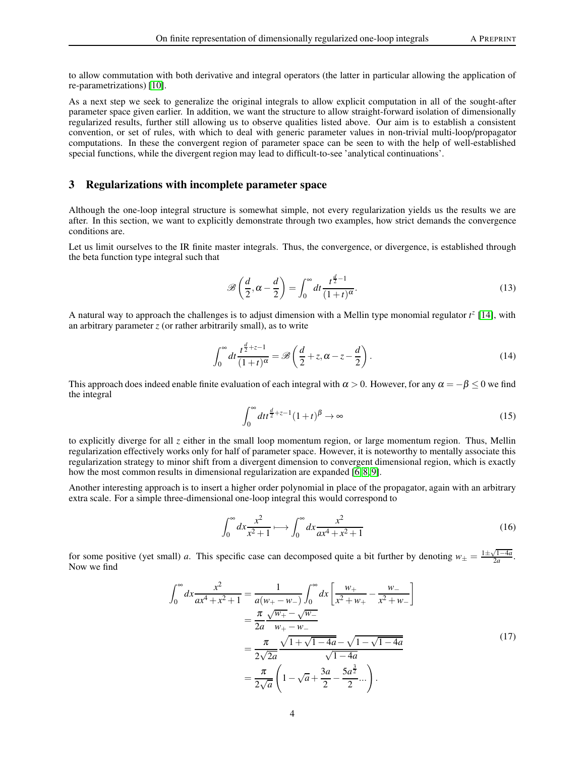to allow commutation with both derivative and integral operators (the latter in particular allowing the application of re-parametrizations) [10].

As a next step we seek to generalize the original integrals to allow explicit computation in all of the sought-after parameter space given earlier. In addition, we want the structure to allow straight-forward isolation of dimensionally regularized results, further still allowing us to observe qualities listed above. Our aim is to establish a consistent convention, or set of rules, with which to deal with generic parameter values in non-trivial multi-loop/propagator computations. In these the convergent region of parameter space can be seen to with the help of well-established special functions, while the divergent region may lead to difficult-to-see 'analytical continuations'.

## 3 Regularizations with incomplete parameter space

Although the one-loop integral structure is somewhat simple, not every regularization yields us the results we are after. In this section, we want to explicitly demonstrate through two examples, how strict demands the convergence conditions are.

Let us limit ourselves to the IR finite master integrals. Thus, the convergence, or divergence, is established through the beta function type integral such that

$$\mathscr{B}\left(\frac{d}{2},\alpha-\frac{d}{2}\right)=\int_0^\infty dt\frac{t^{\frac{d}{2}-1}}{(1+t)^\alpha}. \tag{13}$$

A natural way to approach the challenges is to adjust dimension with a Mellin type monomial regulator $t^z$ [14], with an arbitrary parameter $z$ (or rather arbitrarily small), as to write

$$\int_0^\infty dt\frac{t^{\frac{d}{2}+z-1}}{(1+t)^\alpha}=\mathscr{B}\left(\frac{d}{2}+z,\alpha-z-\frac{d}{2}\right). \tag{14}$$

This approach does indeed enable finite evaluation of each integral with $\alpha>0$. However, for any $\alpha=-\beta\leq 0$ we find the integral

$$\int_0^\infty dt t^{\frac{d}{2}+z-1}(1+t)^\beta\to\infty \tag{15}$$

to explicitly diverge for all $z$ either in the small loop momentum region, or large momentum region. Thus, Mellin regularization effectively works only for half of parameter space. However, it is noteworthy to mentally associate this regularization strategy to minor shift from a divergent dimension to convergent dimensional region, which is exactly how the most common results in dimensional regularization are expanded [6, 8, 9].

Another interesting approach is to insert a higher order polynomial in place of the propagator, again with an arbitrary extra scale. For a simple three-dimensional one-loop integral this would correspond to

$$\int_0^\infty dx\frac{x^2}{x^2+1}\longmapsto\int_0^\infty dx\frac{x^2}{ax^4+x^2+1} \tag{16}$$

for some positive (yet small) $a$. This specific case can decomposed quite a bit further by denoting $w_\pm=\frac{1\pm\sqrt{1-4a}}{2a}$. Now we find

$$\begin{aligned}\int_0^\infty dx\frac{x^2}{ax^4+x^2+1}&=\frac{1}{a(w_+-w_-)}\int_0^\infty dx\left[\frac{w_+}{x^2+w_+}-\frac{w_-}{x^2+w_-}\right]\\&=\frac{\pi}{2a}\frac{\sqrt{w_+}-\sqrt{w_-}}{w_+-w_-}\\&=\frac{\pi}{2\sqrt{2a}}\frac{\sqrt{1+\sqrt{1-4a}}-\sqrt{1-\sqrt{1-4a}}}{\sqrt{1-4a}}\\&=\frac{\pi}{2\sqrt{a}}\left(1-\sqrt{a}+\frac{3a}{2}-\frac{5a^{\frac{3}{2}}}{2}...\right).\end{aligned} \tag{17}$$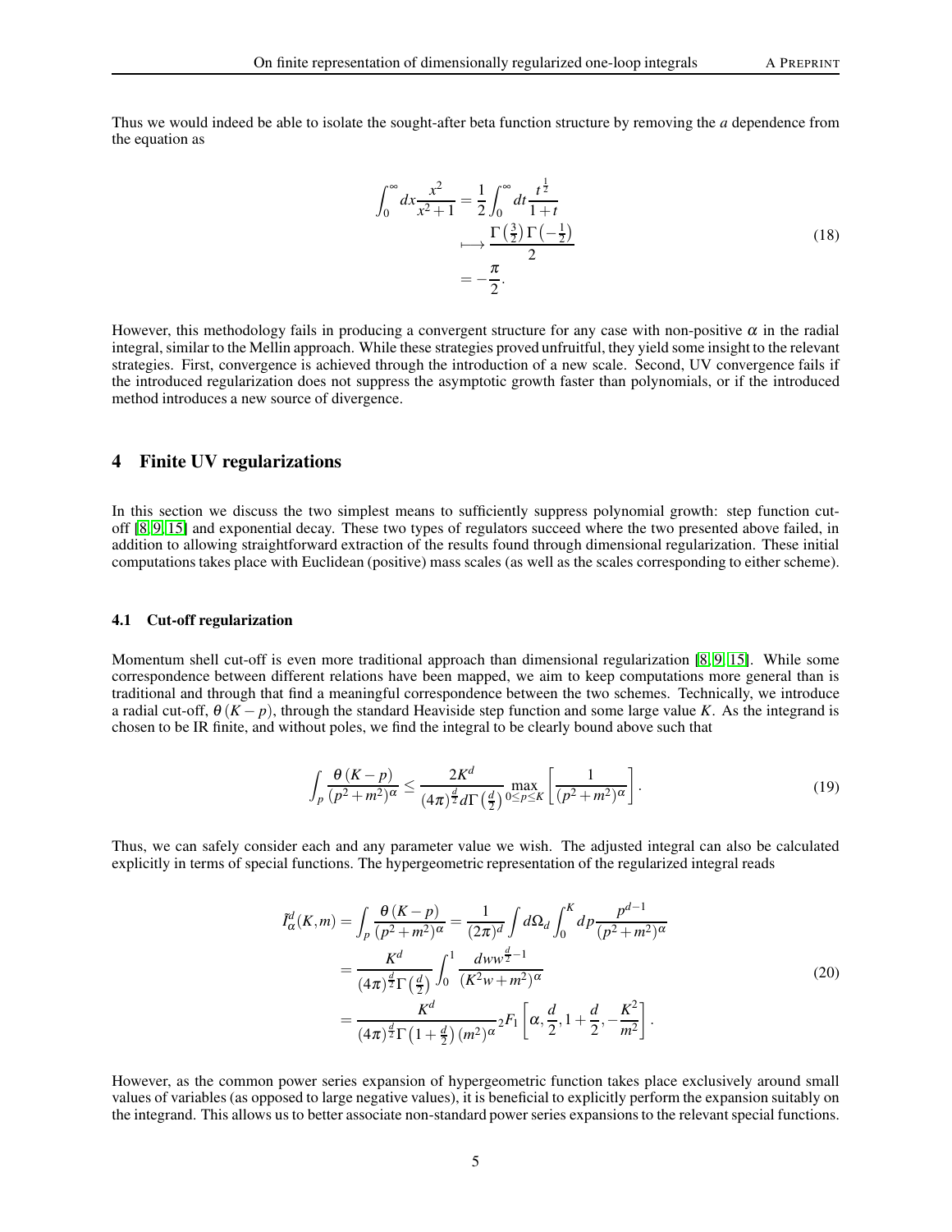Thus we would indeed be able to isolate the sought-after beta function structure by removing the $a$ dependence from the equation as

$$
\begin{aligned}
\int_0^\infty dx \frac{x^2}{x^2+1} &= \frac{1}{2}\int_0^\infty dt \frac{t^{\frac{1}{2}}}{1+t} \\
&\longmapsto \frac{\Gamma\left(\frac{3}{2}\right)\Gamma\left(-\frac{1}{2}\right)}{2} \\
&= -\frac{\pi}{2}.
\end{aligned} \tag{18}
$$

However, this methodology fails in producing a convergent structure for any case with non-positive $\alpha$ in the radial integral, similar to the Mellin approach. While these strategies proved unfruitful, they yield some insight to the relevant strategies. First, convergence is achieved through the introduction of a new scale. Second, UV convergence fails if the introduced regularization does not suppress the asymptotic growth faster than polynomials, or if the introduced method introduces a new source of divergence.

## 4 Finite UV regularizations

In this section we discuss the two simplest means to sufficiently suppress polynomial growth: step function cut-off [8, 9, 15] and exponential decay. These two types of regulators succeed where the two presented above failed, in addition to allowing straightforward extraction of the results found through dimensional regularization. These initial computations takes place with Euclidean (positive) mass scales (as well as the scales corresponding to either scheme).

### 4.1 Cut-off regularization

Momentum shell cut-off is even more traditional approach than dimensional regularization [8, 9, 15]. While some correspondence between different relations have been mapped, we aim to keep computations more general than is traditional and through that find a meaningful correspondence between the two schemes. Technically, we introduce a radial cut-off, $\theta(K-p)$, through the standard Heaviside step function and some large value $K$. As the integrand is chosen to be IR finite, and without poles, we find the integral to be clearly bound above such that

$$
\int_p \frac{\theta(K-p)}{(p^2+m^2)^\alpha} \leq \frac{2K^d}{(4\pi)^{\frac{d}{2}} d\,\Gamma\left(\frac{d}{2}\right)} \max_{0\leq p\leq K}\left[\frac{1}{(p^2+m^2)^\alpha}\right]. \tag{19}
$$

Thus, we can safely consider each and any parameter value we wish. The adjusted integral can also be calculated explicitly in terms of special functions. The hypergeometric representation of the regularized integral reads

$$
\begin{aligned}
\tilde{I}^d_\alpha(K,m) &= \int_p \frac{\theta(K-p)}{(p^2+m^2)^\alpha} = \frac{1}{(2\pi)^d}\int d\Omega_d \int_0^K dp \frac{p^{d-1}}{(p^2+m^2)^\alpha} \\
&= \frac{K^d}{(4\pi)^{\frac{d}{2}}\Gamma\left(\frac{d}{2}\right)} \int_0^1 \frac{dw\, w^{\frac{d}{2}-1}}{(K^2 w+m^2)^\alpha} \\
&= \frac{K^d}{(4\pi)^{\frac{d}{2}}\Gamma\left(1+\frac{d}{2}\right)(m^2)^\alpha}\, {}_2F_1\left[\alpha, \frac{d}{2}, 1+\frac{d}{2}, -\frac{K^2}{m^2}\right].
\end{aligned} \tag{20}
$$

However, as the common power series expansion of hypergeometric function takes place exclusively around small values of variables (as opposed to large negative values), it is beneficial to explicitly perform the expansion suitably on the integrand. This allows us to better associate non-standard power series expansions to the relevant special functions.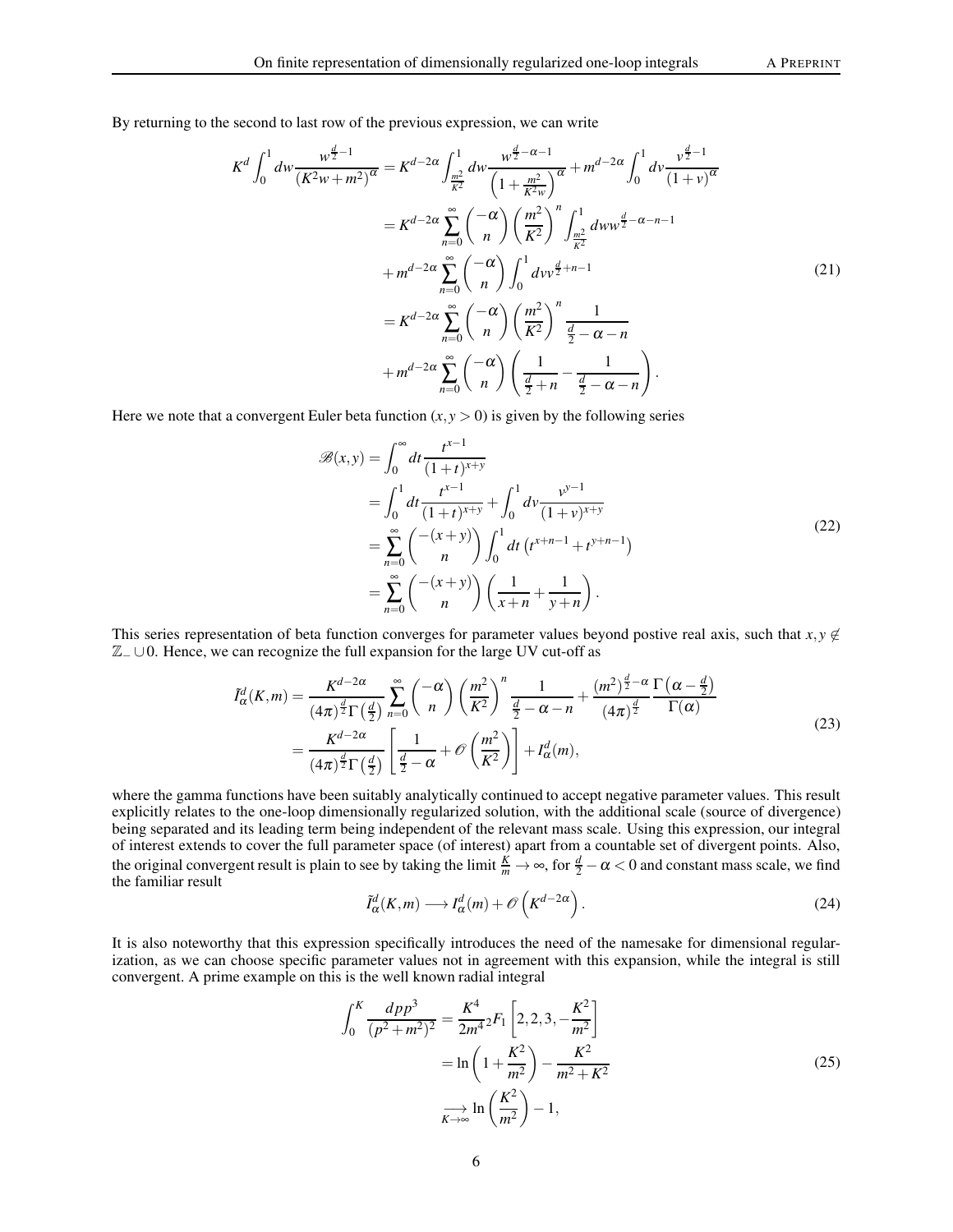By returning to the second to last row of the previous expression, we can write

$$
\begin{aligned}
K^d \int_0^1 dw \frac{w^{\frac{d}{2}-1}}{\left(K^2 w + m^2\right)^{\alpha}} &= K^{d-2\alpha} \int_{\frac{m^2}{K^2}}^1 dw \frac{w^{\frac{d}{2}-\alpha-1}}{\left(1+\frac{m^2}{K^2 w}\right)^{\alpha}} + m^{d-2\alpha} \int_0^1 dv \frac{v^{\frac{d}{2}-1}}{(1+v)^{\alpha}} \\
&= K^{d-2\alpha} \sum_{n=0}^{\infty} \binom{-\alpha}{n} \left(\frac{m^2}{K^2}\right)^n \int_{\frac{m^2}{K^2}}^1 dw w^{\frac{d}{2}-\alpha-n-1} \\
&+ m^{d-2\alpha} \sum_{n=0}^{\infty} \binom{-\alpha}{n} \int_0^1 dv v^{\frac{d}{2}+n-1} \\
&= K^{d-2\alpha} \sum_{n=0}^{\infty} \binom{-\alpha}{n} \left(\frac{m^2}{K^2}\right)^n \frac{1}{\frac{d}{2}-\alpha-n} \\
&+ m^{d-2\alpha} \sum_{n=0}^{\infty} \binom{-\alpha}{n} \left(\frac{1}{\frac{d}{2}+n} - \frac{1}{\frac{d}{2}-\alpha-n}\right).
\end{aligned}
\tag{21}
$$

Here we note that a convergent Euler beta function $(x, y > 0)$ is given by the following series

$$
\begin{aligned}
\mathscr{B}(x,y) &= \int_0^{\infty} dt \frac{t^{x-1}}{(1+t)^{x+y}} \\
&= \int_0^1 dt \frac{t^{x-1}}{(1+t)^{x+y}} + \int_0^1 dv \frac{v^{y-1}}{(1+v)^{x+y}} \\
&= \sum_{n=0}^{\infty} \binom{-(x+y)}{n} \int_0^1 dt \left(t^{x+n-1} + t^{y+n-1}\right) \\
&= \sum_{n=0}^{\infty} \binom{-(x+y)}{n} \left(\frac{1}{x+n} + \frac{1}{y+n}\right).
\end{aligned}
\tag{22}
$$

This series representation of beta function converges for parameter values beyond postive real axis, such that $x, y \notin \mathbb{Z}_- \cup 0$. Hence, we can recognize the full expansion for the large UV cut-off as

$$
\begin{aligned}
\tilde{I}^d_{\alpha}(K,m) &= \frac{K^{d-2\alpha}}{(4\pi)^{\frac{d}{2}} \Gamma\left(\frac{d}{2}\right)} \sum_{n=0}^{\infty} \binom{-\alpha}{n} \left(\frac{m^2}{K^2}\right)^n \frac{1}{\frac{d}{2}-\alpha-n} + \frac{(m^2)^{\frac{d}{2}-\alpha}}{(4\pi)^{\frac{d}{2}}} \frac{\Gamma\left(\alpha - \frac{d}{2}\right)}{\Gamma(\alpha)} \\
&= \frac{K^{d-2\alpha}}{(4\pi)^{\frac{d}{2}} \Gamma\left(\frac{d}{2}\right)} \left[\frac{1}{\frac{d}{2}-\alpha} + \mathscr{O}\left(\frac{m^2}{K^2}\right)\right] + I^d_{\alpha}(m),
\end{aligned}
\tag{23}
$$

where the gamma functions have been suitably analytically continued to accept negative parameter values. This result explicitly relates to the one-loop dimensionally regularized solution, with the additional scale (source of divergence) being separated and its leading term being independent of the relevant mass scale. Using this expression, our integral of interest extends to cover the full parameter space (of interest) apart from a countable set of divergent points. Also, the original convergent result is plain to see by taking the limit $\frac{K}{m} \to \infty$, for $\frac{d}{2} - \alpha < 0$ and constant mass scale, we find the familiar result

$$
\tilde{I}^d_{\alpha}(K,m) \longrightarrow I^d_{\alpha}(m) + \mathscr{O}\left(K^{d-2\alpha}\right).
\tag{24}
$$

It is also noteworthy that this expression specifically introduces the need of the namesake for dimensional regularization, as we can choose specific parameter values not in agreement with this expansion, while the integral is still convergent. A prime example on this is the well known radial integral

$$
\begin{aligned}
\int_0^K \frac{dp p^3}{(p^2+m^2)^2} &= \frac{K^4}{2m^4} {}_2F_1\left[2, 2, 3, -\frac{K^2}{m^2}\right] \\
&= \ln\left(1 + \frac{K^2}{m^2}\right) - \frac{K^2}{m^2+K^2} \\
&\underset{K\to\infty}{\longrightarrow} \ln\left(\frac{K^2}{m^2}\right) - 1,
\end{aligned}
\tag{25}
$$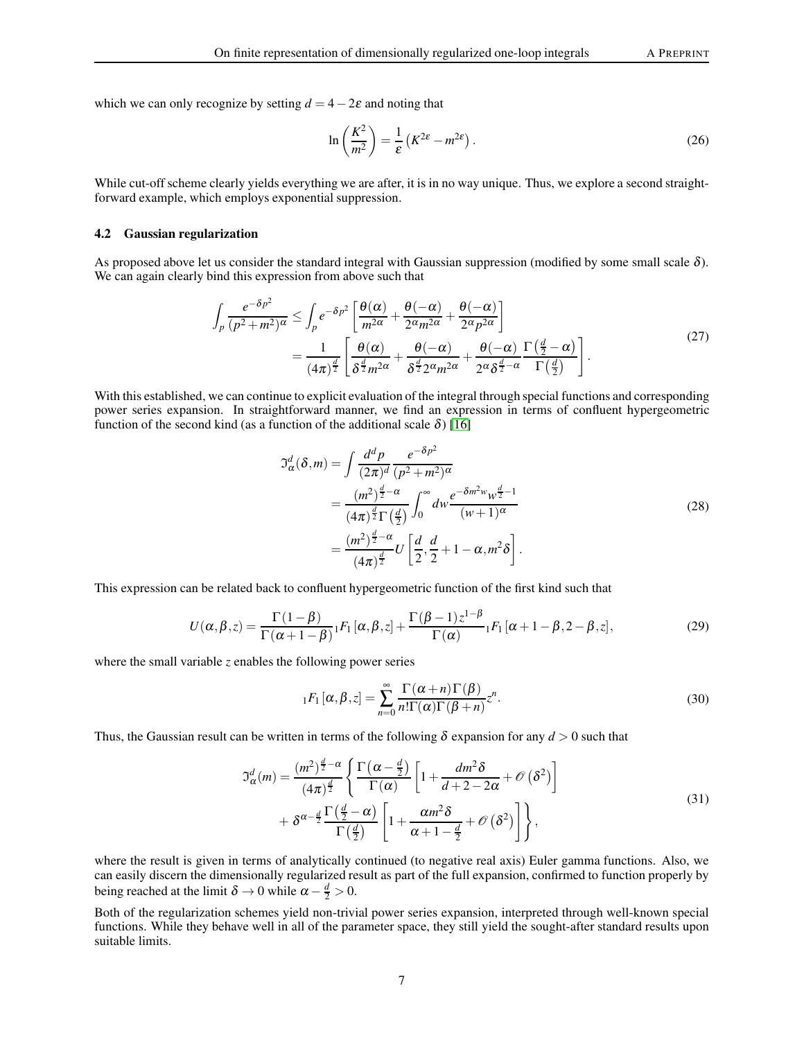which we can only recognize by setting $d = 4 - 2\varepsilon$ and noting that

$$
\ln\left(\frac{K^2}{m^2}\right) = \frac{1}{\varepsilon}\left(K^{2\varepsilon} - m^{2\varepsilon}\right). \tag{26}
$$

While cut-off scheme clearly yields everything we are after, it is in no way unique. Thus, we explore a second straightforward example, which employs exponential suppression.

### 4.2 Gaussian regularization

As proposed above let us consider the standard integral with Gaussian suppression (modified by some small scale $\delta$). We can again clearly bind this expression from above such that

$$
\begin{aligned}
\int_p \frac{e^{-\delta p^2}}{(p^2+m^2)^\alpha} &\leq \int_p e^{-\delta p^2}\left[\frac{\theta(\alpha)}{m^{2\alpha}} + \frac{\theta(-\alpha)}{2^\alpha m^{2\alpha}} + \frac{\theta(-\alpha)}{2^\alpha p^{2\alpha}}\right] \\
&= \frac{1}{(4\pi)^{\frac{d}{2}}}\left[\frac{\theta(\alpha)}{\delta^{\frac{d}{2}} m^{2\alpha}} + \frac{\theta(-\alpha)}{\delta^{\frac{d}{2}} 2^\alpha m^{2\alpha}} + \frac{\theta(-\alpha)}{2^\alpha \delta^{\frac{d}{2}-\alpha}} \frac{\Gamma\left(\frac{d}{2}-\alpha\right)}{\Gamma\left(\frac{d}{2}\right)}\right].
\end{aligned} \tag{27}
$$

With this established, we can continue to explicit evaluation of the integral through special functions and corresponding power series expansion. In straightforward manner, we find an expression in terms of confluent hypergeometric function of the second kind (as a function of the additional scale $\delta$) [16]

$$
\begin{aligned}
\mathfrak{I}^d_\alpha(\delta, m) &= \int \frac{d^d p}{(2\pi)^d} \frac{e^{-\delta p^2}}{(p^2+m^2)^\alpha} \\
&= \frac{(m^2)^{\frac{d}{2}-\alpha}}{(4\pi)^{\frac{d}{2}}\Gamma\left(\frac{d}{2}\right)} \int_0^\infty dw \frac{e^{-\delta m^2 w} w^{\frac{d}{2}-1}}{(w+1)^\alpha} \\
&= \frac{(m^2)^{\frac{d}{2}-\alpha}}{(4\pi)^{\frac{d}{2}}} U\left[\frac{d}{2}, \frac{d}{2}+1-\alpha, m^2\delta\right].
\end{aligned} \tag{28}
$$

This expression can be related back to confluent hypergeometric function of the first kind such that

$$
U(\alpha,\beta,z) = \frac{\Gamma(1-\beta)}{\Gamma(\alpha+1-\beta)} {}_1F_1[\alpha,\beta,z] + \frac{\Gamma(\beta-1)z^{1-\beta}}{\Gamma(\alpha)} {}_1F_1[\alpha+1-\beta, 2-\beta, z], \tag{29}
$$

where the small variable $z$ enables the following power series

$$
{}_1F_1[\alpha,\beta,z] = \sum_{n=0}^\infty \frac{\Gamma(\alpha+n)\Gamma(\beta)}{n!\Gamma(\alpha)\Gamma(\beta+n)} z^n. \tag{30}
$$

Thus, the Gaussian result can be written in terms of the following $\delta$ expansion for any $d > 0$ such that

$$
\begin{aligned}
\mathfrak{I}^d_\alpha(m) = \frac{(m^2)^{\frac{d}{2}-\alpha}}{(4\pi)^{\frac{d}{2}}} &\left\{ \frac{\Gamma\left(\alpha-\frac{d}{2}\right)}{\Gamma(\alpha)}\left[1 + \frac{dm^2\delta}{d+2-2\alpha} + \mathscr{O}\left(\delta^2\right)\right] \right. \\
&\left. + \delta^{\alpha-\frac{d}{2}} \frac{\Gamma\left(\frac{d}{2}-\alpha\right)}{\Gamma\left(\frac{d}{2}\right)}\left[1 + \frac{\alpha m^2\delta}{\alpha+1-\frac{d}{2}} + \mathscr{O}\left(\delta^2\right)\right]\right\},
\end{aligned} \tag{31}
$$

where the result is given in terms of analytically continued (to negative real axis) Euler gamma functions. Also, we can easily discern the dimensionally regularized result as part of the full expansion, confirmed to function properly by being reached at the limit $\delta \to 0$ while $\alpha - \frac{d}{2} > 0$.

Both of the regularization schemes yield non-trivial power series expansion, interpreted through well-known special functions. While they behave well in all of the parameter space, they still yield the sought-after standard results upon suitable limits.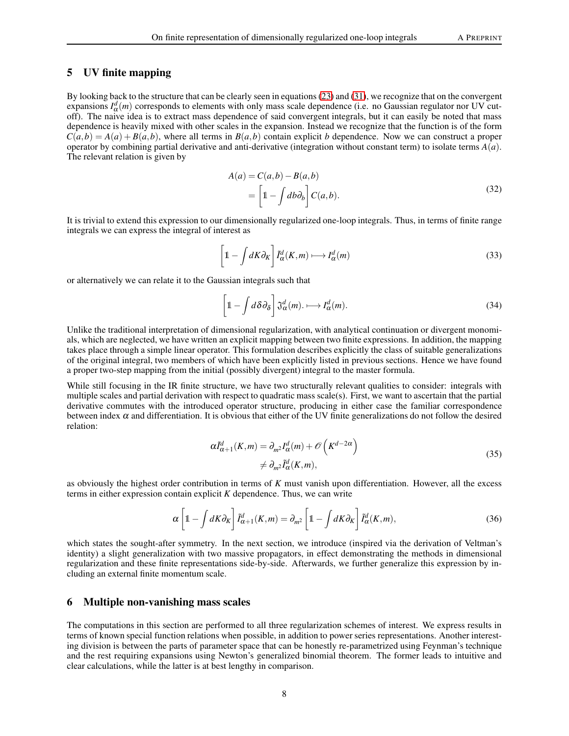## 5 UV finite mapping

By looking back to the structure that can be clearly seen in equations (23) and (31), we recognize that on the convergent expansions $I^d_\alpha(m)$ corresponds to elements with only mass scale dependence (i.e. no Gaussian regulator nor UV cut-off). The naive idea is to extract mass dependence of said convergent integrals, but it can easily be noted that mass dependence is heavily mixed with other scales in the expansion. Instead we recognize that the function is of the form $C(a,b) = A(a) + B(a,b)$, where all terms in $B(a,b)$ contain explicit $b$ dependence. Now we can construct a proper operator by combining partial derivative and anti-derivative (integration without constant term) to isolate terms $A(a)$. The relevant relation is given by

$$
\begin{aligned}
A(a) &= C(a,b) - B(a,b) \\
&= \left[\mathbb{1} - \int db \partial_b\right] C(a,b).
\end{aligned}
\tag{32}
$$

It is trivial to extend this expression to our dimensionally regularized one-loop integrals. Thus, in terms of finite range integrals we can express the integral of interest as

$$
\left[\mathbb{1} - \int dK \partial_K\right] \tilde{I}^d_\alpha(K,m) \longmapsto I^d_\alpha(m) \tag{33}
$$

or alternatively we can relate it to the Gaussian integrals such that

$$
\left[\mathbb{1} - \int d\delta \partial_\delta\right] \mathfrak{I}^d_\alpha(m). \longmapsto I^d_\alpha(m). \tag{34}
$$

Unlike the traditional interpretation of dimensional regularization, with analytical continuation or divergent monomials, which are neglected, we have written an explicit mapping between two finite expressions. In addition, the mapping takes place through a simple linear operator. This formulation describes explicitly the class of suitable generalizations of the original integral, two members of which have been explicitly listed in previous sections. Hence we have found a proper two-step mapping from the initial (possibly divergent) integral to the master formula.

While still focusing in the IR finite structure, we have two structurally relevant qualities to consider: integrals with multiple scales and partial derivation with respect to quadratic mass scale(s). First, we want to ascertain that the partial derivative commutes with the introduced operator structure, producing in either case the familiar correspondence between index $\alpha$ and differentiation. It is obvious that either of the UV finite generalizations do not follow the desired relation:

$$
\begin{aligned}
\alpha \tilde{I}^d_{\alpha+1}(K,m) &= \partial_{m^2} I^d_\alpha(m) + \mathscr{O}\left(K^{d-2\alpha}\right) \\
&\neq \partial_{m^2} \tilde{I}^d_\alpha(K,m),
\end{aligned}
\tag{35}
$$

as obviously the highest order contribution in terms of $K$ must vanish upon differentiation. However, all the excess terms in either expression contain explicit $K$ dependence. Thus, we can write

$$
\alpha \left[\mathbb{1} - \int dK \partial_K\right] \tilde{I}^d_{\alpha+1}(K,m) = \partial_{m^2} \left[\mathbb{1} - \int dK \partial_K\right] \tilde{I}^d_\alpha(K,m), \tag{36}
$$

which states the sought-after symmetry. In the next section, we introduce (inspired via the derivation of Veltman's identity) a slight generalization with two massive propagators, in effect demonstrating the methods in dimensional regularization and these finite representations side-by-side. Afterwards, we further generalize this expression by including an external finite momentum scale.

## 6 Multiple non-vanishing mass scales

The computations in this section are performed to all three regularization schemes of interest. We express results in terms of known special function relations when possible, in addition to power series representations. Another interesting division is between the parts of parameter space that can be honestly re-parametrized using Feynman's technique and the rest requiring expansions using Newton's generalized binomial theorem. The former leads to intuitive and clear calculations, while the latter is at best lengthy in comparison.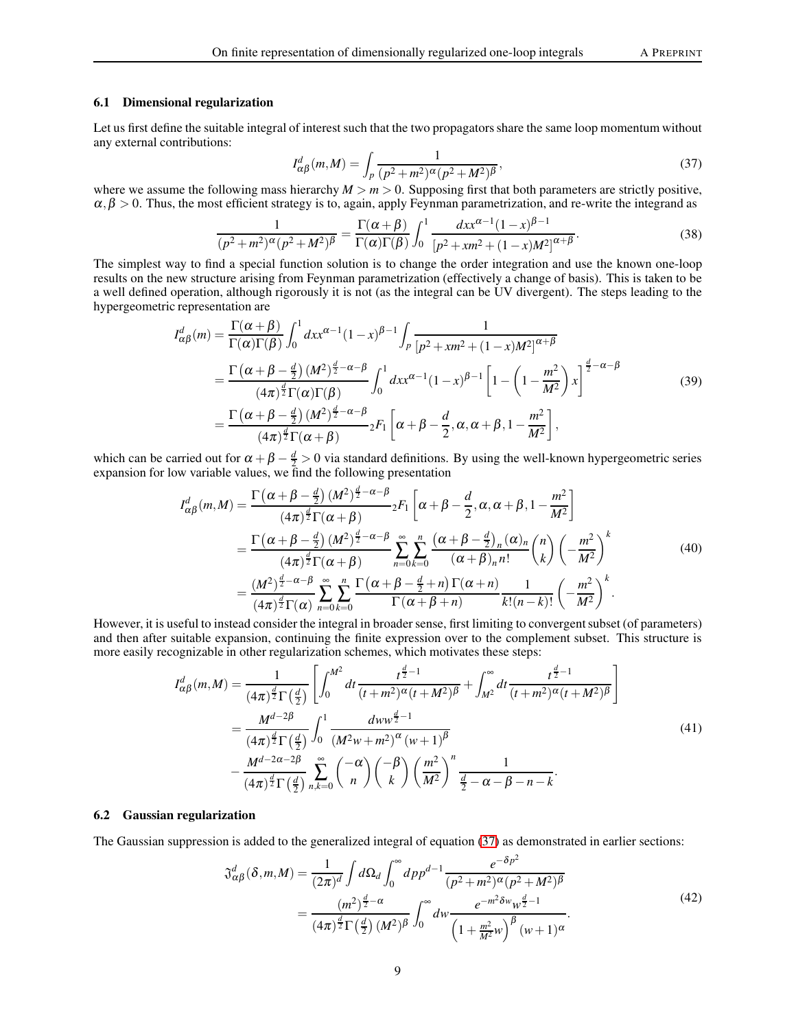### 6.1 Dimensional regularization

Let us first define the suitable integral of interest such that the two propagators share the same loop momentum without any external contributions:

$$
I^d_{\alpha\beta}(m,M) = \int_p \frac{1}{(p^2+m^2)^\alpha (p^2+M^2)^\beta}, \tag{37}
$$

where we assume the following mass hierarchy $M > m > 0$. Supposing first that both parameters are strictly positive, $\alpha, \beta > 0$. Thus, the most efficient strategy is to, again, apply Feynman parametrization, and re-write the integrand as

$$
\frac{1}{(p^2+m^2)^\alpha (p^2+M^2)^\beta} = \frac{\Gamma(\alpha+\beta)}{\Gamma(\alpha)\Gamma(\beta)} \int_0^1 \frac{dx x^{\alpha-1}(1-x)^{\beta-1}}{\left[p^2+xm^2+(1-x)M^2\right]^{\alpha+\beta}}. \tag{38}
$$

The simplest way to find a special function solution is to change the order integration and use the known one-loop results on the new structure arising from Feynman parametrization (effectively a change of basis). This is taken to be a well defined operation, although rigorously it is not (as the integral can be UV divergent). The steps leading to the hypergeometric representation are

$$
\begin{aligned}
I^d_{\alpha\beta}(m) &= \frac{\Gamma(\alpha+\beta)}{\Gamma(\alpha)\Gamma(\beta)} \int_0^1 dx x^{\alpha-1}(1-x)^{\beta-1} \int_p \frac{1}{\left[p^2+xm^2+(1-x)M^2\right]^{\alpha+\beta}} \\
&= \frac{\Gamma\left(\alpha+\beta-\frac{d}{2}\right)(M^2)^{\frac{d}{2}-\alpha-\beta}}{(4\pi)^{\frac{d}{2}}\Gamma(\alpha)\Gamma(\beta)} \int_0^1 dx x^{\alpha-1}(1-x)^{\beta-1}\left[1-\left(1-\frac{m^2}{M^2}\right)x\right]^{\frac{d}{2}-\alpha-\beta} \\
&= \frac{\Gamma\left(\alpha+\beta-\frac{d}{2}\right)(M^2)^{\frac{d}{2}-\alpha-\beta}}{(4\pi)^{\frac{d}{2}}\Gamma(\alpha+\beta)} {}_2F_1\left[\alpha+\beta-\frac{d}{2},\alpha,\alpha+\beta,1-\frac{m^2}{M^2}\right],
\end{aligned} \tag{39}
$$

which can be carried out for $\alpha+\beta-\frac{d}{2} > 0$ via standard definitions. By using the well-known hypergeometric series expansion for low variable values, we find the following presentation

$$
\begin{aligned}
I^d_{\alpha\beta}(m,M) &= \frac{\Gamma\left(\alpha+\beta-\frac{d}{2}\right)(M^2)^{\frac{d}{2}-\alpha-\beta}}{(4\pi)^{\frac{d}{2}}\Gamma(\alpha+\beta)} {}_2F_1\left[\alpha+\beta-\frac{d}{2},\alpha,\alpha+\beta,1-\frac{m^2}{M^2}\right] \\
&= \frac{\Gamma\left(\alpha+\beta-\frac{d}{2}\right)(M^2)^{\frac{d}{2}-\alpha-\beta}}{(4\pi)^{\frac{d}{2}}\Gamma(\alpha+\beta)} \sum_{n=0}^\infty \sum_{k=0}^n \frac{\left(\alpha+\beta-\frac{d}{2}\right)_n (\alpha)_n}{(\alpha+\beta)_n n!}\binom{n}{k}\left(-\frac{m^2}{M^2}\right)^k \\
&= \frac{(M^2)^{\frac{d}{2}-\alpha-\beta}}{(4\pi)^{\frac{d}{2}}\Gamma(\alpha)} \sum_{n=0}^\infty \sum_{k=0}^n \frac{\Gamma\left(\alpha+\beta-\frac{d}{2}+n\right)\Gamma(\alpha+n)}{\Gamma(\alpha+\beta+n)} \frac{1}{k!(n-k)!}\left(-\frac{m^2}{M^2}\right)^k.
\end{aligned} \tag{40}
$$

However, it is useful to instead consider the integral in broader sense, first limiting to convergent subset (of parameters) and then after suitable expansion, continuing the finite expression over to the complement subset. This structure is more easily recognizable in other regularization schemes, which motivates these steps:

$$
\begin{aligned}
I^d_{\alpha\beta}(m,M) &= \frac{1}{(4\pi)^{\frac{d}{2}}\Gamma\left(\frac{d}{2}\right)}\left[\int_0^{M^2} dt \frac{t^{\frac{d}{2}-1}}{(t+m^2)^\alpha (t+M^2)^\beta} + \int_{M^2}^\infty dt \frac{t^{\frac{d}{2}-1}}{(t+m^2)^\alpha (t+M^2)^\beta}\right] \\
&= \frac{M^{d-2\beta}}{(4\pi)^{\frac{d}{2}}\Gamma\left(\frac{d}{2}\right)} \int_0^1 \frac{dw w^{\frac{d}{2}-1}}{(M^2 w+m^2)^\alpha (w+1)^\beta} \\
&\quad - \frac{M^{d-2\alpha-2\beta}}{(4\pi)^{\frac{d}{2}}\Gamma\left(\frac{d}{2}\right)} \sum_{n,k=0}^\infty \binom{-\alpha}{n}\binom{-\beta}{k}\left(\frac{m^2}{M^2}\right)^n \frac{1}{\frac{d}{2}-\alpha-\beta-n-k}.
\end{aligned} \tag{41}
$$

### 6.2 Gaussian regularization

The Gaussian suppression is added to the generalized integral of equation (37) as demonstrated in earlier sections:

$$
\begin{aligned}
\mathfrak{I}^d_{\alpha\beta}(\delta,m,M) &= \frac{1}{(2\pi)^d}\int d\Omega_d \int_0^\infty dp p^{d-1} \frac{e^{-\delta p^2}}{(p^2+m^2)^\alpha (p^2+M^2)^\beta} \\
&= \frac{(m^2)^{\frac{d}{2}-\alpha}}{(4\pi)^{\frac{d}{2}}\Gamma\left(\frac{d}{2}\right)(M^2)^\beta} \int_0^\infty dw \frac{e^{-m^2\delta w} w^{\frac{d}{2}-1}}{\left(1+\frac{m^2}{M^2}w\right)^\beta (w+1)^\alpha}.
\end{aligned} \tag{42}
$$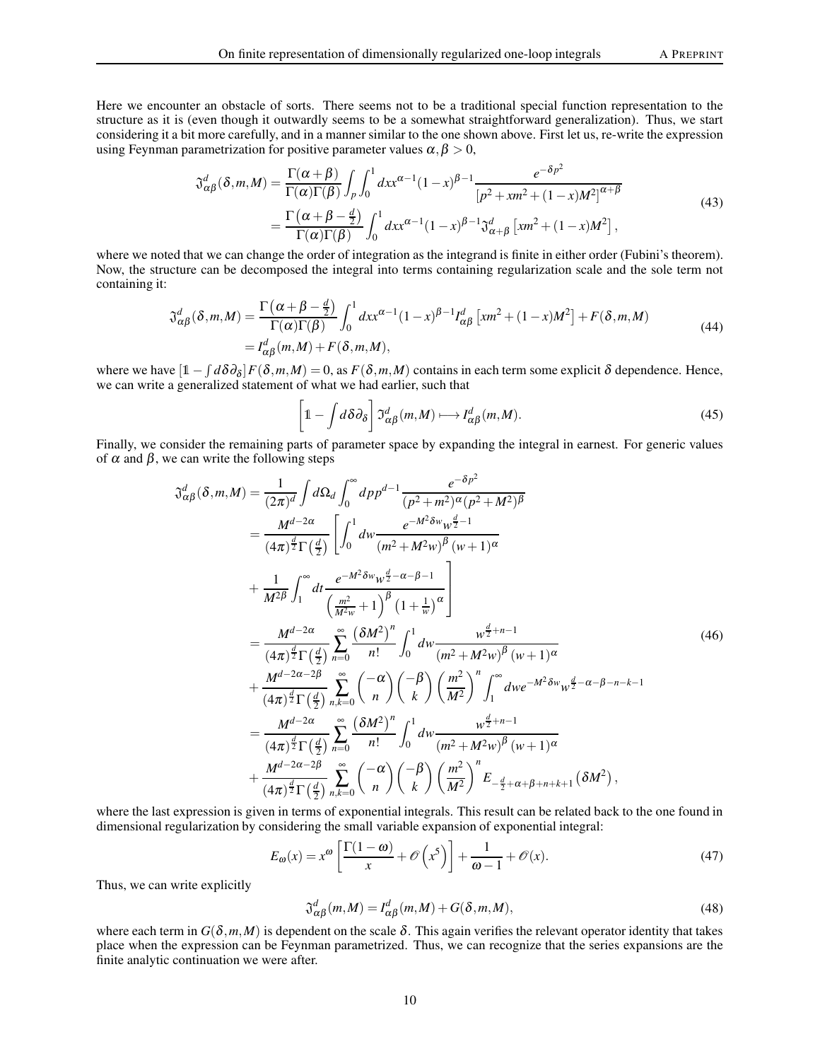Here we encounter an obstacle of sorts. There seems not to be a traditional special function representation to the structure as it is (even though it outwardly seems to be a somewhat straightforward generalization). Thus, we start considering it a bit more carefully, and in a manner similar to the one shown above. First let us, re-write the expression using Feynman parametrization for positive parameter values $\alpha, \beta > 0$,

$$
\begin{aligned}
\mathfrak{I}^d_{\alpha\beta}(\delta, m, M) &= \frac{\Gamma(\alpha+\beta)}{\Gamma(\alpha)\Gamma(\beta)} \int_p \int_0^1 dx x^{\alpha-1}(1-x)^{\beta-1} \frac{e^{-\delta p^2}}{\left[p^2 + xm^2 + (1-x)M^2\right]^{\alpha+\beta}} \\
&= \frac{\Gamma\left(\alpha+\beta-\frac{d}{2}\right)}{\Gamma(\alpha)\Gamma(\beta)} \int_0^1 dx x^{\alpha-1}(1-x)^{\beta-1} \mathfrak{I}^d_{\alpha+\beta}\left[xm^2 + (1-x)M^2\right],
\end{aligned}
\tag{43}
$$

where we noted that we can change the order of integration as the integrand is finite in either order (Fubini's theorem). Now, the structure can be decomposed the integral into terms containing regularization scale and the sole term not containing it:

$$
\begin{aligned}
\mathfrak{I}^d_{\alpha\beta}(\delta, m, M) &= \frac{\Gamma\left(\alpha+\beta-\frac{d}{2}\right)}{\Gamma(\alpha)\Gamma(\beta)} \int_0^1 dx x^{\alpha-1}(1-x)^{\beta-1} I^d_{\alpha\beta}\left[xm^2 + (1-x)M^2\right] + F(\delta, m, M) \\
&= I^d_{\alpha\beta}(m, M) + F(\delta, m, M),
\end{aligned}
\tag{44}
$$

where we have $[\mathbb{1} - \int d\delta \partial_\delta] F(\delta, m, M) = 0$, as $F(\delta, m, M)$ contains in each term some explicit $\delta$ dependence. Hence, we can write a generalized statement of what we had earlier, such that

$$
\left[\mathbb{1} - \int d\delta \partial_\delta\right] \mathfrak{I}^d_{\alpha\beta}(m, M) \longmapsto I^d_{\alpha\beta}(m, M).
\tag{45}
$$

Finally, we consider the remaining parts of parameter space by expanding the integral in earnest. For generic values of $\alpha$ and $\beta$, we can write the following steps

$$
\begin{aligned}
\mathfrak{I}^d_{\alpha\beta}(\delta, m, M) &= \frac{1}{(2\pi)^d} \int d\Omega_d \int_0^\infty dp p^{d-1} \frac{e^{-\delta p^2}}{(p^2+m^2)^\alpha (p^2+M^2)^\beta} \\
&= \frac{M^{d-2\alpha}}{(4\pi)^{\frac{d}{2}}\Gamma\left(\frac{d}{2}\right)} \left[\int_0^1 dw \frac{e^{-M^2\delta w} w^{\frac{d}{2}-1}}{(m^2+M^2 w)^\beta (w+1)^\alpha}\right. \\
&\quad \left. + \frac{1}{M^{2\beta}} \int_1^\infty dt \frac{e^{-M^2\delta w} w^{\frac{d}{2}-\alpha-\beta-1}}{\left(\frac{m^2}{M^2 w}+1\right)^\beta \left(1+\frac{1}{w}\right)^\alpha}\right] \\
&= \frac{M^{d-2\alpha}}{(4\pi)^{\frac{d}{2}}\Gamma\left(\frac{d}{2}\right)} \sum_{n=0}^\infty \frac{\left(\delta M^2\right)^n}{n!} \int_0^1 dw \frac{w^{\frac{d}{2}+n-1}}{(m^2+M^2 w)^\beta (w+1)^\alpha} \\
&\quad + \frac{M^{d-2\alpha-2\beta}}{(4\pi)^{\frac{d}{2}}\Gamma\left(\frac{d}{2}\right)} \sum_{n,k=0}^\infty \binom{-\alpha}{n}\binom{-\beta}{k}\left(\frac{m^2}{M^2}\right)^n \int_1^\infty dw e^{-M^2\delta w} w^{\frac{d}{2}-\alpha-\beta-n-k-1} \\
&= \frac{M^{d-2\alpha}}{(4\pi)^{\frac{d}{2}}\Gamma\left(\frac{d}{2}\right)} \sum_{n=0}^\infty \frac{\left(\delta M^2\right)^n}{n!} \int_0^1 dw \frac{w^{\frac{d}{2}+n-1}}{(m^2+M^2 w)^\beta (w+1)^\alpha} \\
&\quad + \frac{M^{d-2\alpha-2\beta}}{(4\pi)^{\frac{d}{2}}\Gamma\left(\frac{d}{2}\right)} \sum_{n,k=0}^\infty \binom{-\alpha}{n}\binom{-\beta}{k}\left(\frac{m^2}{M^2}\right)^n E_{-\frac{d}{2}+\alpha+\beta+n+k+1}\left(\delta M^2\right),
\end{aligned}
\tag{46}
$$

where the last expression is given in terms of exponential integrals. This result can be related back to the one found in dimensional regularization by considering the small variable expansion of exponential integral:

$$
E_\omega(x) = x^\omega \left[\frac{\Gamma(1-\omega)}{x} + \mathscr{O}\left(x^5\right)\right] + \frac{1}{\omega-1} + \mathscr{O}(x).
\tag{47}
$$

Thus, we can write explicitly

$$
\mathfrak{I}^d_{\alpha\beta}(m, M) = I^d_{\alpha\beta}(m, M) + G(\delta, m, M),
\tag{48}
$$

where each term in $G(\delta, m, M)$ is dependent on the scale $\delta$. This again verifies the relevant operator identity that takes place when the expression can be Feynman parametrized. Thus, we can recognize that the series expansions are the finite analytic continuation we were after.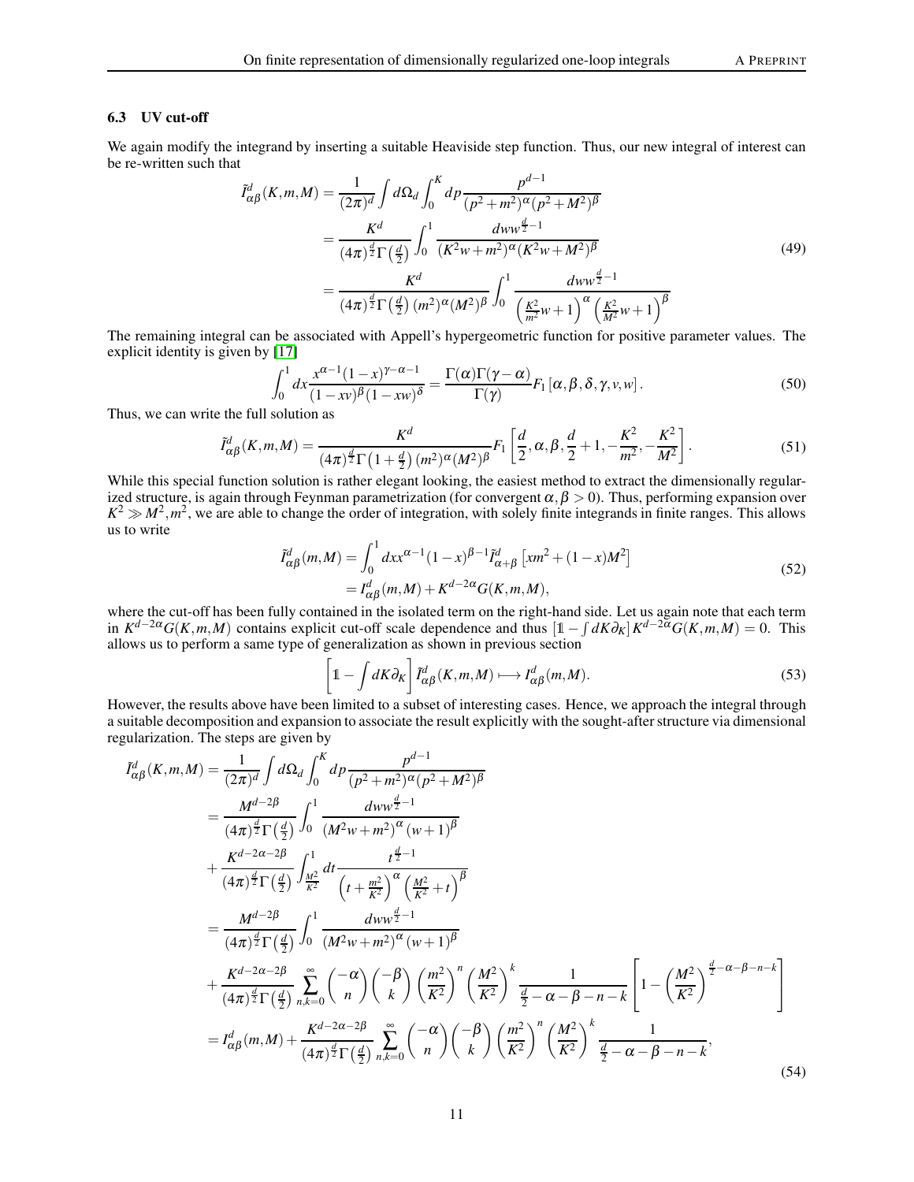### 6.3 UV cut-off

We again modify the integrand by inserting a suitable Heaviside step function. Thus, our new integral of interest can be re-written such that

$$
\begin{aligned}
\tilde{I}^d_{\alpha\beta}(K,m,M) &= \frac{1}{(2\pi)^d}\int d\Omega_d \int_0^K dp \frac{p^{d-1}}{(p^2+m^2)^\alpha (p^2+M^2)^\beta} \\
&= \frac{K^d}{(4\pi)^{\frac{d}{2}}\Gamma\left(\frac{d}{2}\right)} \int_0^1 \frac{dw w^{\frac{d}{2}-1}}{(K^2 w+m^2)^\alpha (K^2 w+M^2)^\beta} \\
&= \frac{K^d}{(4\pi)^{\frac{d}{2}}\Gamma\left(\frac{d}{2}\right)(m^2)^\alpha (M^2)^\beta} \int_0^1 \frac{dw w^{\frac{d}{2}-1}}{\left(\frac{K^2}{m^2}w+1\right)^\alpha \left(\frac{K^2}{M^2}w+1\right)^\beta}
\end{aligned}
\tag{49}
$$

The remaining integral can be associated with Appell's hypergeometric function for positive parameter values. The explicit identity is given by [17]

$$
\int_0^1 dx \frac{x^{\alpha-1}(1-x)^{\gamma-\alpha-1}}{(1-xv)^\beta (1-xw)^\delta} = \frac{\Gamma(\alpha)\Gamma(\gamma-\alpha)}{\Gamma(\gamma)} F_1\left[\alpha,\beta,\delta,\gamma,v,w\right]. \tag{50}
$$

Thus, we can write the full solution as

$$
\tilde{I}^d_{\alpha\beta}(K,m,M) = \frac{K^d}{(4\pi)^{\frac{d}{2}}\Gamma\left(1+\frac{d}{2}\right)(m^2)^\alpha (M^2)^\beta} F_1\left[\frac{d}{2},\alpha,\beta,\frac{d}{2}+1,-\frac{K^2}{m^2},-\frac{K^2}{M^2}\right]. \tag{51}
$$

While this special function solution is rather elegant looking, the easiest method to extract the dimensionally regularized structure, is again through Feynman parametrization (for convergent $\alpha,\beta>0$). Thus, performing expansion over $K^2 \gg M^2, m^2$, we are able to change the order of integration, with solely finite integrands in finite ranges. This allows us to write

$$
\begin{aligned}
\tilde{I}^d_{\alpha\beta}(m,M) &= \int_0^1 dx x^{\alpha-1}(1-x)^{\beta-1} \tilde{I}^d_{\alpha+\beta}\left[xm^2+(1-x)M^2\right] \\
&= I^d_{\alpha\beta}(m,M) + K^{d-2\alpha} G(K,m,M),
\end{aligned}
\tag{52}
$$

where the cut-off has been fully contained in the isolated term on the right-hand side. Let us again note that each term in $K^{d-2\alpha}G(K,m,M)$ contains explicit cut-off scale dependence and thus $[\mathbb{1}-\int dK\partial_K]K^{d-2\alpha}G(K,m,M)=0$. This allows us to perform a same type of generalization as shown in previous section

$$
\left[\mathbb{1}-\int dK\partial_K\right]\tilde{I}^d_{\alpha\beta}(K,m,M) \longmapsto I^d_{\alpha\beta}(m,M). \tag{53}
$$

However, the results above have been limited to a subset of interesting cases. Hence, we approach the integral through a suitable decomposition and expansion to associate the result explicitly with the sought-after structure via dimensional regularization. The steps are given by

$$
\begin{aligned}
\tilde{I}^d_{\alpha\beta}(K,m,M) &= \frac{1}{(2\pi)^d}\int d\Omega_d \int_0^K dp \frac{p^{d-1}}{(p^2+m^2)^\alpha (p^2+M^2)^\beta} \\
&= \frac{M^{d-2\beta}}{(4\pi)^{\frac{d}{2}}\Gamma\left(\frac{d}{2}\right)} \int_0^1 \frac{dw w^{\frac{d}{2}-1}}{\left(M^2 w+m^2\right)^\alpha (w+1)^\beta} \\
&+ \frac{K^{d-2\alpha-2\beta}}{(4\pi)^{\frac{d}{2}}\Gamma\left(\frac{d}{2}\right)} \int_{\frac{M^2}{K^2}}^1 dt \frac{t^{\frac{d}{2}-1}}{\left(t+\frac{m^2}{K^2}\right)^\alpha \left(\frac{M^2}{K^2}+t\right)^\beta} \\
&= \frac{M^{d-2\beta}}{(4\pi)^{\frac{d}{2}}\Gamma\left(\frac{d}{2}\right)} \int_0^1 \frac{dw w^{\frac{d}{2}-1}}{\left(M^2 w+m^2\right)^\alpha (w+1)^\beta} \\
&+ \frac{K^{d-2\alpha-2\beta}}{(4\pi)^{\frac{d}{2}}\Gamma\left(\frac{d}{2}\right)} \sum_{n,k=0}^\infty \binom{-\alpha}{n}\binom{-\beta}{k}\left(\frac{m^2}{K^2}\right)^n \left(\frac{M^2}{K^2}\right)^k \frac{1}{\frac{d}{2}-\alpha-\beta-n-k}\left[1-\left(\frac{M^2}{K^2}\right)^{\frac{d}{2}-\alpha-\beta-n-k}\right] \\
&= I^d_{\alpha\beta}(m,M) + \frac{K^{d-2\alpha-2\beta}}{(4\pi)^{\frac{d}{2}}\Gamma\left(\frac{d}{2}\right)} \sum_{n,k=0}^\infty \binom{-\alpha}{n}\binom{-\beta}{k}\left(\frac{m^2}{K^2}\right)^n \left(\frac{M^2}{K^2}\right)^k \frac{1}{\frac{d}{2}-\alpha-\beta-n-k},
\end{aligned}
\tag{54}
$$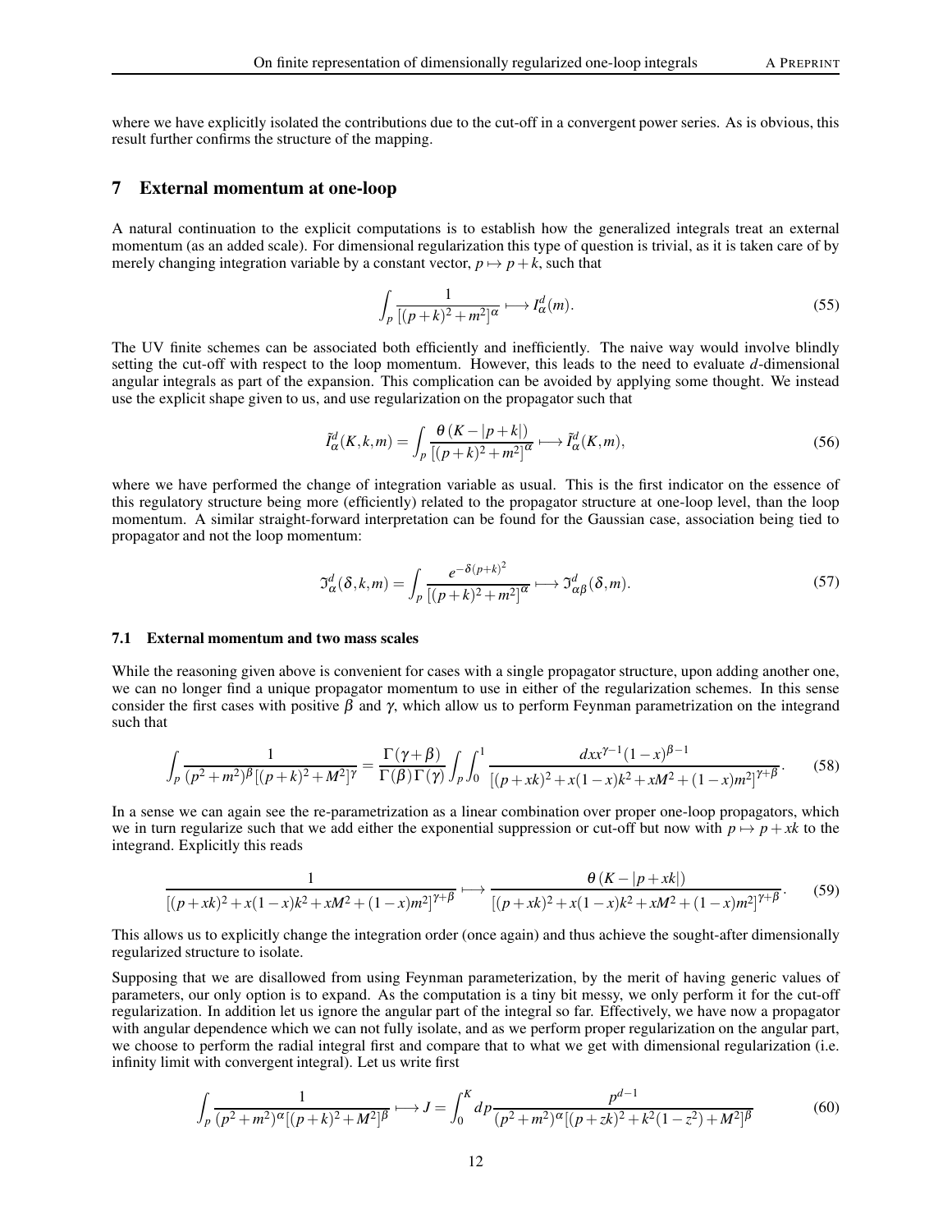where we have explicitly isolated the contributions due to the cut-off in a convergent power series. As is obvious, this result further confirms the structure of the mapping.

## 7 External momentum at one-loop

A natural continuation to the explicit computations is to establish how the generalized integrals treat an external momentum (as an added scale). For dimensional regularization this type of question is trivial, as it is taken care of by merely changing integration variable by a constant vector, $p \mapsto p+k$, such that

$$\int_p \frac{1}{[(p+k)^2+m^2]^\alpha} \longmapsto I^d_\alpha(m). \tag{55}$$

The UV finite schemes can be associated both efficiently and inefficiently. The naive way would involve blindly setting the cut-off with respect to the loop momentum. However, this leads to the need to evaluate $d$-dimensional angular integrals as part of the expansion. This complication can be avoided by applying some thought. We instead use the explicit shape given to us, and use regularization on the propagator such that

$$\tilde{I}^d_\alpha(K,k,m) = \int_p \frac{\theta\left(K-|p+k|\right)}{\left[(p+k)^2+m^2\right]^\alpha} \longmapsto \tilde{I}^d_\alpha(K,m), \tag{56}$$

where we have performed the change of integration variable as usual. This is the first indicator on the essence of this regulatory structure being more (efficiently) related to the propagator structure at one-loop level, than the loop momentum. A similar straight-forward interpretation can be found for the Gaussian case, association being tied to propagator and not the loop momentum:

$$\mathfrak{I}^d_\alpha(\delta,k,m) = \int_p \frac{e^{-\delta(p+k)^2}}{\left[(p+k)^2+m^2\right]^\alpha} \longmapsto \mathfrak{I}^d_{\alpha\beta}(\delta,m). \tag{57}$$

### 7.1 External momentum and two mass scales

While the reasoning given above is convenient for cases with a single propagator structure, upon adding another one, we can no longer find a unique propagator momentum to use in either of the regularization schemes. In this sense consider the first cases with positive $\beta$ and $\gamma$, which allow us to perform Feynman parametrization on the integrand such that

$$\int_p \frac{1}{(p^2+m^2)^\beta[(p+k)^2+M^2]^\gamma} = \frac{\Gamma(\gamma+\beta)}{\Gamma(\beta)\Gamma(\gamma)} \int_p \int_0^1 \frac{dx x^{\gamma-1}(1-x)^{\beta-1}}{[(p+xk)^2+x(1-x)k^2+xM^2+(1-x)m^2]^{\gamma+\beta}}. \tag{58}$$

In a sense we can again see the re-parametrization as a linear combination over proper one-loop propagators, which we in turn regularize such that we add either the exponential suppression or cut-off but now with $p \mapsto p+xk$ to the integrand. Explicitly this reads

$$\frac{1}{[(p+xk)^2+x(1-x)k^2+xM^2+(1-x)m^2]^{\gamma+\beta}} \longmapsto \frac{\theta\left(K-|p+xk|\right)}{[(p+xk)^2+x(1-x)k^2+xM^2+(1-x)m^2]^{\gamma+\beta}}. \tag{59}$$

This allows us to explicitly change the integration order (once again) and thus achieve the sought-after dimensionally regularized structure to isolate.

Supposing that we are disallowed from using Feynman parameterization, by the merit of having generic values of parameters, our only option is to expand. As the computation is a tiny bit messy, we only perform it for the cut-off regularization. In addition let us ignore the angular part of the integral so far. Effectively, we have now a propagator with angular dependence which we can not fully isolate, and as we perform proper regularization on the angular part, we choose to perform the radial integral first and compare that to what we get with dimensional regularization (i.e. infinity limit with convergent integral). Let us write first

$$\int_p \frac{1}{(p^2+m^2)^\alpha[(p+k)^2+M^2]^\beta} \longmapsto J = \int_0^K dp \frac{p^{d-1}}{(p^2+m^2)^\alpha[(p+zk)^2+k^2(1-z^2)+M^2]^\beta} \tag{60}$$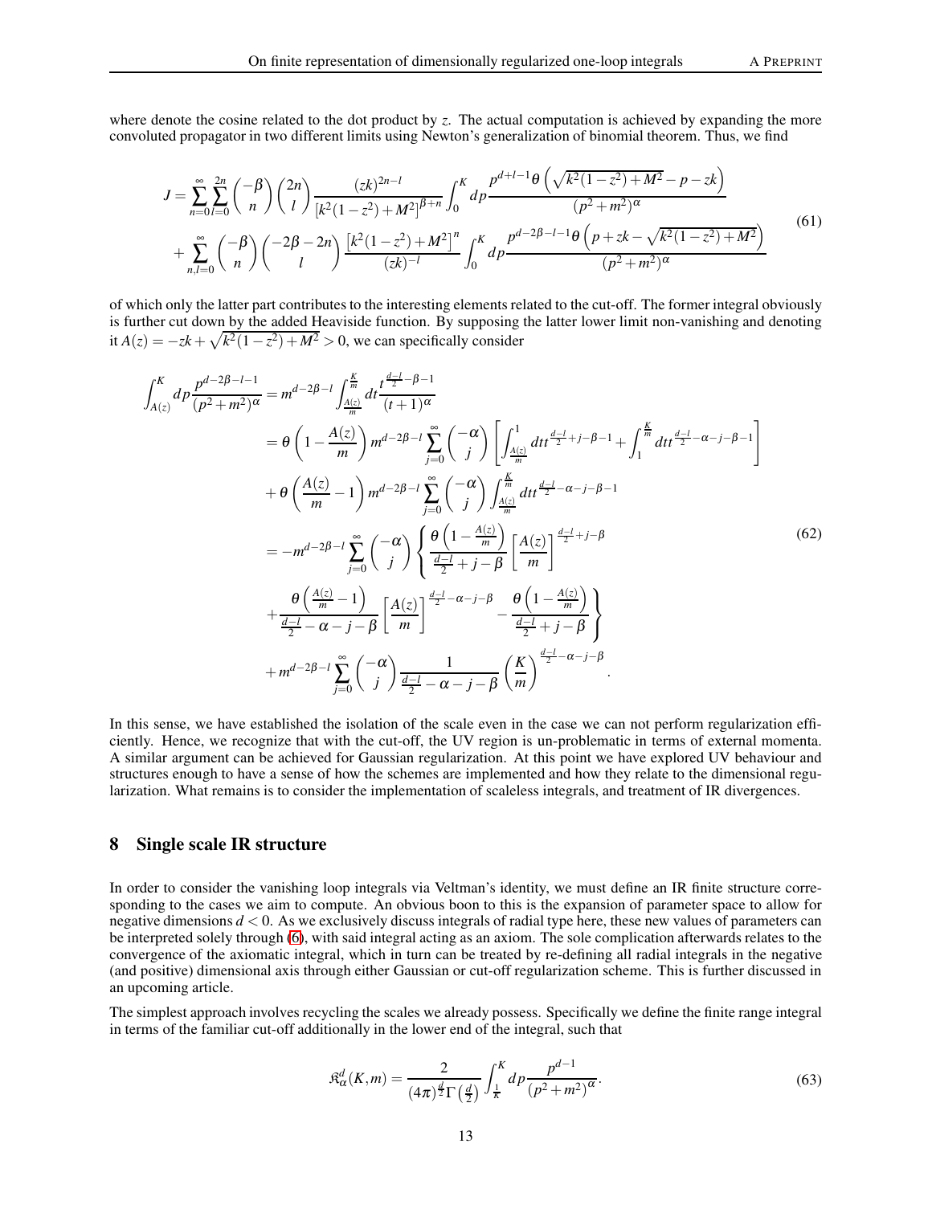where denote the cosine related to the dot product by $z$. The actual computation is achieved by expanding the more convoluted propagator in two different limits using Newton's generalization of binomial theorem. Thus, we find

$$
\begin{aligned}
J = & \sum_{n=0}^{\infty}\sum_{l=0}^{2n}\binom{-\beta}{n}\binom{2n}{l}\frac{(zk)^{2n-l}}{\left[k^2(1-z^2)+M^2\right]^{\beta+n}}\int_0^K dp\frac{p^{d+l-1}\theta\left(\sqrt{k^2(1-z^2)+M^2}-p-zk\right)}{(p^2+m^2)^{\alpha}} \\
& + \sum_{n,l=0}^{\infty}\binom{-\beta}{n}\binom{-2\beta-2n}{l}\frac{\left[k^2(1-z^2)+M^2\right]^n}{(zk)^{-l}}\int_0^K dp\frac{p^{d-2\beta-l-1}\theta\left(p+zk-\sqrt{k^2(1-z^2)+M^2}\right)}{(p^2+m^2)^{\alpha}}
\end{aligned}
\tag{61}
$$

of which only the latter part contributes to the interesting elements related to the cut-off. The former integral obviously is further cut down by the added Heaviside function. By supposing the latter lower limit non-vanishing and denoting it $A(z) = -zk + \sqrt{k^2(1-z^2)+M^2} > 0$, we can specifically consider

$$
\begin{aligned}
\int_{A(z)}^K dp\frac{p^{d-2\beta-l-1}}{(p^2+m^2)^{\alpha}} = & \, m^{d-2\beta-l}\int_{\frac{A(z)}{m}}^{\frac{K}{m}} dt\frac{t^{\frac{d-l}{2}-\beta-1}}{(t+1)^{\alpha}} \\
= & \, \theta\left(1-\frac{A(z)}{m}\right)m^{d-2\beta-l}\sum_{j=0}^{\infty}\binom{-\alpha}{j}\left[\int_{\frac{A(z)}{m}}^1 dt t^{\frac{d-l}{2}+j-\beta-1}+\int_1^{\frac{K}{m}} dt t^{\frac{d-l}{2}-\alpha-j-\beta-1}\right] \\
& + \theta\left(\frac{A(z)}{m}-1\right)m^{d-2\beta-l}\sum_{j=0}^{\infty}\binom{-\alpha}{j}\int_{\frac{A(z)}{m}}^{\frac{K}{m}} dt t^{\frac{d-l}{2}-\alpha-j-\beta-1} \\
= & -m^{d-2\beta-l}\sum_{j=0}^{\infty}\binom{-\alpha}{j}\left\{\frac{\theta\left(1-\frac{A(z)}{m}\right)}{\frac{d-l}{2}+j-\beta}\left[\frac{A(z)}{m}\right]^{\frac{d-l}{2}+j-\beta}\right. \\
& \left. + \frac{\theta\left(\frac{A(z)}{m}-1\right)}{\frac{d-l}{2}-\alpha-j-\beta}\left[\frac{A(z)}{m}\right]^{\frac{d-l}{2}-\alpha-j-\beta} - \frac{\theta\left(1-\frac{A(z)}{m}\right)}{\frac{d-l}{2}+j-\beta}\right\} \\
& + m^{d-2\beta-l}\sum_{j=0}^{\infty}\binom{-\alpha}{j}\frac{1}{\frac{d-l}{2}-\alpha-j-\beta}\left(\frac{K}{m}\right)^{\frac{d-l}{2}-\alpha-j-\beta}.
\end{aligned}
\tag{62}
$$

In this sense, we have established the isolation of the scale even in the case we can not perform regularization efficiently. Hence, we recognize that with the cut-off, the UV region is un-problematic in terms of external momenta. A similar argument can be achieved for Gaussian regularization. At this point we have explored UV behaviour and structures enough to have a sense of how the schemes are implemented and how they relate to the dimensional regularization. What remains is to consider the implementation of scaleless integrals, and treatment of IR divergences.

## 8 Single scale IR structure

In order to consider the vanishing loop integrals via Veltman's identity, we must define an IR finite structure corresponding to the cases we aim to compute. An obvious boon to this is the expansion of parameter space to allow for negative dimensions $d < 0$. As we exclusively discuss integrals of radial type here, these new values of parameters can be interpreted solely through (6), with said integral acting as an axiom. The sole complication afterwards relates to the convergence of the axiomatic integral, which in turn can be treated by re-defining all radial integrals in the negative (and positive) dimensional axis through either Gaussian or cut-off regularization scheme. This is further discussed in an upcoming article.

The simplest approach involves recycling the scales we already possess. Specifically we define the finite range integral in terms of the familiar cut-off additionally in the lower end of the integral, such that

$$
\mathfrak{K}_{\alpha}^{d}(K,m) = \frac{2}{(4\pi)^{\frac{d}{2}}\Gamma\left(\frac{d}{2}\right)}\int_{\frac{1}{K}}^{K} dp\frac{p^{d-1}}{(p^2+m^2)^{\alpha}}.
\tag{63}
$$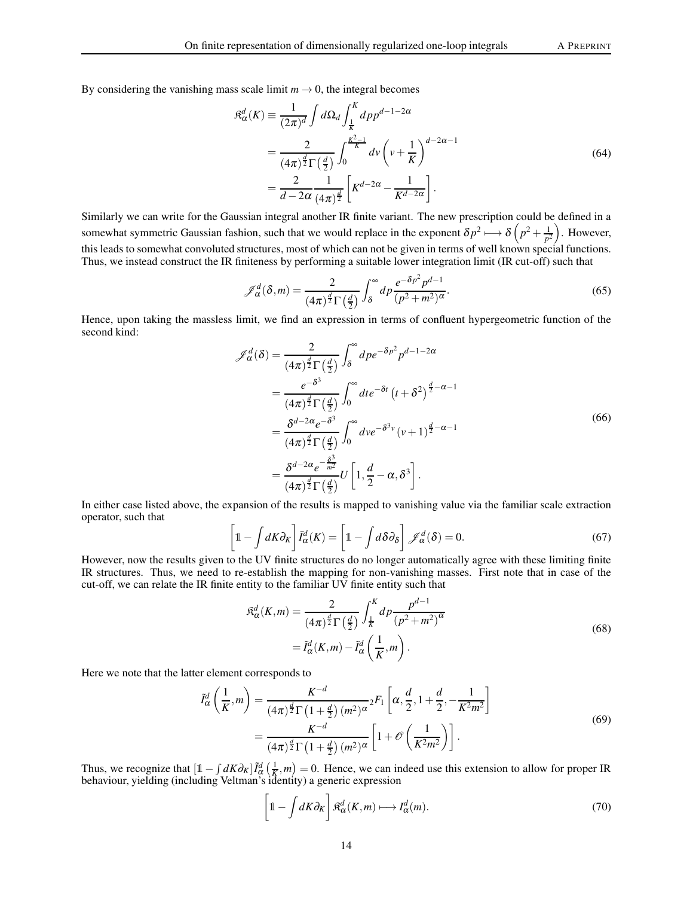By considering the vanishing mass scale limit $m \to 0$, the integral becomes

$$
\begin{aligned}
\mathfrak{K}_{\alpha}^{d}(K) &\equiv \frac{1}{(2\pi)^d} \int d\Omega_d \int_{\frac{1}{K}}^{K} dp p^{d-1-2\alpha} \\
&= \frac{2}{(4\pi)^{\frac{d}{2}} \Gamma\left(\frac{d}{2}\right)} \int_0^{\frac{K^2-1}{K}} dv \left(v + \frac{1}{K}\right)^{d-2\alpha-1} \\
&= \frac{2}{d-2\alpha} \frac{1}{(4\pi)^{\frac{d}{2}}} \left[K^{d-2\alpha} - \frac{1}{K^{d-2\alpha}}\right].
\end{aligned}
\tag{64}
$$

Similarly we can write for the Gaussian integral another IR finite variant. The new prescription could be defined in a somewhat symmetric Gaussian fashion, such that we would replace in the exponent $\delta p^2 \longmapsto \delta\left(p^2 + \frac{1}{p^2}\right)$. However, this leads to somewhat convoluted structures, most of which can not be given in terms of well known special functions. Thus, we instead construct the IR finiteness by performing a suitable lower integration limit (IR cut-off) such that

$$
\mathscr{J}_{\alpha}^{d}(\delta, m) = \frac{2}{(4\pi)^{\frac{d}{2}} \Gamma\left(\frac{d}{2}\right)} \int_{\delta}^{\infty} dp \frac{e^{-\delta p^2} p^{d-1}}{(p^2 + m^2)^{\alpha}}.
\tag{65}
$$

Hence, upon taking the massless limit, we find an expression in terms of confluent hypergeometric function of the second kind:

$$
\begin{aligned}
\mathscr{J}_{\alpha}^{d}(\delta) &= \frac{2}{(4\pi)^{\frac{d}{2}} \Gamma\left(\frac{d}{2}\right)} \int_{\delta}^{\infty} dp e^{-\delta p^2} p^{d-1-2\alpha} \\
&= \frac{e^{-\delta^3}}{(4\pi)^{\frac{d}{2}} \Gamma\left(\frac{d}{2}\right)} \int_0^{\infty} dt e^{-\delta t} \left(t + \delta^2\right)^{\frac{d}{2}-\alpha-1} \\
&= \frac{\delta^{d-2\alpha} e^{-\delta^3}}{(4\pi)^{\frac{d}{2}} \Gamma\left(\frac{d}{2}\right)} \int_0^{\infty} dv e^{-\delta^3 v} (v+1)^{\frac{d}{2}-\alpha-1} \\
&= \frac{\delta^{d-2\alpha} e^{-\frac{\delta^3}{m^2}}}{(4\pi)^{\frac{d}{2}} \Gamma\left(\frac{d}{2}\right)} U\left[1, \frac{d}{2} - \alpha, \delta^3\right].
\end{aligned}
\tag{66}
$$

In either case listed above, the expansion of the results is mapped to vanishing value via the familiar scale extraction operator, such that

$$
\left[\mathbb{1} - \int dK \partial_K\right] \tilde{I}_{\alpha}^{d}(K) = \left[\mathbb{1} - \int d\delta \partial_{\delta}\right] \mathscr{J}_{\alpha}^{d}(\delta) = 0.
\tag{67}
$$

However, now the results given to the UV finite structures do no longer automatically agree with these limiting finite IR structures. Thus, we need to re-establish the mapping for non-vanishing masses. First note that in case of the cut-off, we can relate the IR finite entity to the familiar UV finite entity such that

$$
\begin{aligned}
\mathfrak{K}_{\alpha}^{d}(K, m) &= \frac{2}{(4\pi)^{\frac{d}{2}} \Gamma\left(\frac{d}{2}\right)} \int_{\frac{1}{K}}^{K} dp \frac{p^{d-1}}{(p^2 + m^2)^{\alpha}} \\
&= \tilde{I}_{\alpha}^{d}(K, m) - \tilde{I}_{\alpha}^{d}\left(\frac{1}{K}, m\right).
\end{aligned}
\tag{68}
$$

Here we note that the latter element corresponds to

$$
\begin{aligned}
\tilde{I}_{\alpha}^{d}\left(\frac{1}{K}, m\right) &= \frac{K^{-d}}{(4\pi)^{\frac{d}{2}} \Gamma\left(1 + \frac{d}{2}\right) (m^2)^{\alpha}} {}_2F_1\left[\alpha, \frac{d}{2}, 1 + \frac{d}{2}, -\frac{1}{K^2 m^2}\right] \\
&= \frac{K^{-d}}{(4\pi)^{\frac{d}{2}} \Gamma\left(1 + \frac{d}{2}\right) (m^2)^{\alpha}} \left[1 + \mathscr{O}\left(\frac{1}{K^2 m^2}\right)\right].
\end{aligned}
\tag{69}
$$

Thus, we recognize that $\left[\mathbb{1} - \int dK \partial_K\right] \tilde{I}_{\alpha}^{d}\left(\frac{1}{K}, m\right) = 0$. Hence, we can indeed use this extension to allow for proper IR behaviour, yielding (including Veltman's identity) a generic expression

$$
\left[\mathbb{1} - \int dK \partial_K\right] \mathfrak{K}_{\alpha}^{d}(K, m) \longmapsto I_{\alpha}^{d}(m).
\tag{70}
$$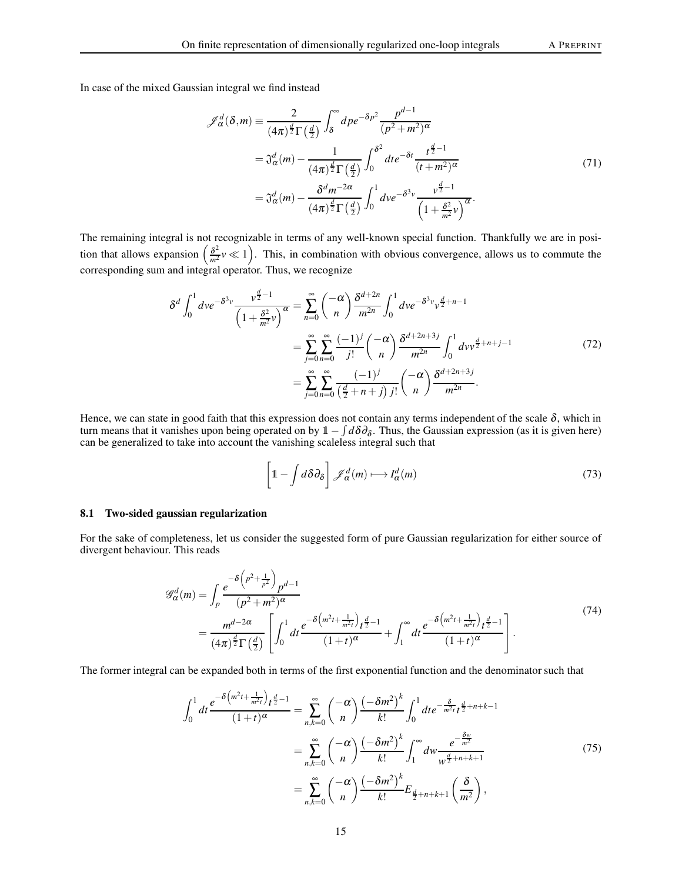In case of the mixed Gaussian integral we find instead

$$
\begin{aligned}
\mathscr{J}_\alpha^d(\delta,m) &\equiv \frac{2}{(4\pi)^{\frac{d}{2}}\Gamma\left(\frac{d}{2}\right)}\int_\delta^\infty dp e^{-\delta p^2}\frac{p^{d-1}}{(p^2+m^2)^\alpha} \\
&= \mathfrak{I}_\alpha^d(m) - \frac{1}{(4\pi)^{\frac{d}{2}}\Gamma\left(\frac{d}{2}\right)}\int_0^{\delta^2} dt e^{-\delta t}\frac{t^{\frac{d}{2}-1}}{(t+m^2)^\alpha} \\
&= \mathfrak{I}_\alpha^d(m) - \frac{\delta^d m^{-2\alpha}}{(4\pi)^{\frac{d}{2}}\Gamma\left(\frac{d}{2}\right)}\int_0^1 dv e^{-\delta^3 v}\frac{v^{\frac{d}{2}-1}}{\left(1+\frac{\delta^2}{m^2}v\right)^\alpha}.
\end{aligned}
\tag{71}
$$

The remaining integral is not recognizable in terms of any well-known special function. Thankfully we are in position that allows expansion $\left(\frac{\delta^2}{m^2}v \ll 1\right)$. This, in combination with obvious convergence, allows us to commute the corresponding sum and integral operator. Thus, we recognize

$$
\begin{aligned}
\delta^d\int_0^1 dv e^{-\delta^3 v}\frac{v^{\frac{d}{2}-1}}{\left(1+\frac{\delta^2}{m^2}v\right)^\alpha} &= \sum_{n=0}^\infty \binom{-\alpha}{n}\frac{\delta^{d+2n}}{m^{2n}}\int_0^1 dv e^{-\delta^3 v}v^{\frac{d}{2}+n-1} \\
&= \sum_{j=0}^\infty\sum_{n=0}^\infty \frac{(-1)^j}{j!}\binom{-\alpha}{n}\frac{\delta^{d+2n+3j}}{m^{2n}}\int_0^1 dv v^{\frac{d}{2}+n+j-1} \\
&= \sum_{j=0}^\infty\sum_{n=0}^\infty \frac{(-1)^j}{\left(\frac{d}{2}+n+j\right)j!}\binom{-\alpha}{n}\frac{\delta^{d+2n+3j}}{m^{2n}}.
\end{aligned}
\tag{72}
$$

Hence, we can state in good faith that this expression does not contain any terms independent of the scale $\delta$, which in turn means that it vanishes upon being operated on by $\mathbb{1}-\int d\delta\partial_\delta$. Thus, the Gaussian expression (as it is given here) can be generalized to take into account the vanishing scaleless integral such that

$$
\left[\mathbb{1}-\int d\delta\partial_\delta\right]\mathscr{J}_\alpha^d(m) \longmapsto I_\alpha^d(m)
\tag{73}
$$

### 8.1 Two-sided gaussian regularization

For the sake of completeness, let us consider the suggested form of pure Gaussian regularization for either source of divergent behaviour. This reads

$$
\begin{aligned}
\mathscr{G}_\alpha^d(m) &= \int_p \frac{e^{-\delta\left(p^2+\frac{1}{p^2}\right)}p^{d-1}}{(p^2+m^2)^\alpha} \\
&= \frac{m^{d-2\alpha}}{(4\pi)^{\frac{d}{2}}\Gamma\left(\frac{d}{2}\right)}\left[\int_0^1 dt\frac{e^{-\delta\left(m^2t+\frac{1}{m^2t}\right)}t^{\frac{d}{2}-1}}{(1+t)^\alpha} + \int_1^\infty dt\frac{e^{-\delta\left(m^2t+\frac{1}{m^2t}\right)}t^{\frac{d}{2}-1}}{(1+t)^\alpha}\right].
\end{aligned}
\tag{74}
$$

The former integral can be expanded both in terms of the first exponential function and the denominator such that

$$
\begin{aligned}
\int_0^1 dt\frac{e^{-\delta\left(m^2t+\frac{1}{m^2t}\right)}t^{\frac{d}{2}-1}}{(1+t)^\alpha} &= \sum_{n,k=0}^\infty \binom{-\alpha}{n}\frac{\left(-\delta m^2\right)^k}{k!}\int_0^1 dt e^{-\frac{\delta}{m^2t}}t^{\frac{d}{2}+n+k-1} \\
&= \sum_{n,k=0}^\infty \binom{-\alpha}{n}\frac{\left(-\delta m^2\right)^k}{k!}\int_1^\infty dw\frac{e^{-\frac{\delta w}{m^2}}}{w^{\frac{d}{2}+n+k+1}} \\
&= \sum_{n,k=0}^\infty \binom{-\alpha}{n}\frac{\left(-\delta m^2\right)^k}{k!}E_{\frac{d}{2}+n+k+1}\left(\frac{\delta}{m^2}\right),
\end{aligned}
\tag{75}
$$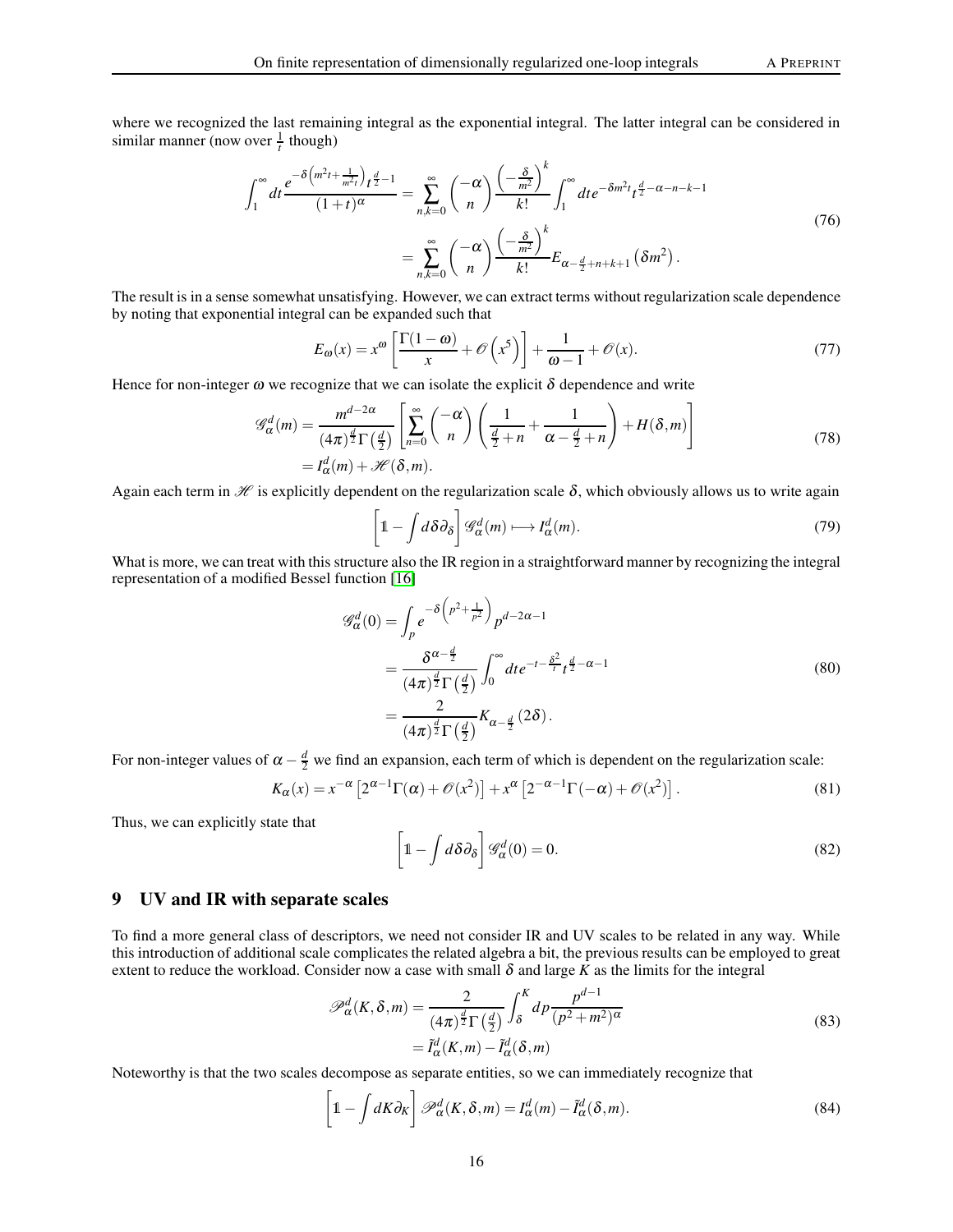where we recognized the last remaining integral as the exponential integral. The latter integral can be considered in similar manner (now over $\frac{1}{t}$ though)

$$
\begin{aligned}
\int_1^\infty dt \frac{e^{-\delta\left(m^2 t + \frac{1}{m^2 t}\right)} t^{\frac{d}{2}-1}}{(1+t)^\alpha} &= \sum_{n,k=0}^{\infty} \binom{-\alpha}{n} \frac{\left(-\frac{\delta}{m^2}\right)^k}{k!} \int_1^\infty dt e^{-\delta m^2 t} t^{\frac{d}{2}-\alpha-n-k-1} \\
&= \sum_{n,k=0}^{\infty} \binom{-\alpha}{n} \frac{\left(-\frac{\delta}{m^2}\right)^k}{k!} E_{\alpha-\frac{d}{2}+n+k+1}\left(\delta m^2\right).
\end{aligned}
\tag{76}
$$

The result is in a sense somewhat unsatisfying. However, we can extract terms without regularization scale dependence by noting that exponential integral can be expanded such that

$$
E_\omega(x) = x^\omega \left[\frac{\Gamma(1-\omega)}{x} + \mathscr{O}\left(x^5\right)\right] + \frac{1}{\omega-1} + \mathscr{O}(x). \tag{77}
$$

Hence for non-integer $\omega$ we recognize that we can isolate the explicit $\delta$ dependence and write

$$
\begin{aligned}
\mathscr{G}_\alpha^d(m) &= \frac{m^{d-2\alpha}}{(4\pi)^{\frac{d}{2}}\Gamma\left(\frac{d}{2}\right)} \left[\sum_{n=0}^{\infty} \binom{-\alpha}{n} \left(\frac{1}{\frac{d}{2}+n} + \frac{1}{\alpha-\frac{d}{2}+n}\right) + H(\delta,m)\right] \\
&= I_\alpha^d(m) + \mathscr{H}(\delta,m).
\end{aligned}
\tag{78}
$$

Again each term in $\mathscr{H}$ is explicitly dependent on the regularization scale $\delta$, which obviously allows us to write again

$$
\left[\mathbb{1} - \int d\delta \partial_\delta\right] \mathscr{G}_\alpha^d(m) \longmapsto I_\alpha^d(m). \tag{79}
$$

What is more, we can treat with this structure also the IR region in a straightforward manner by recognizing the integral representation of a modified Bessel function [16]

$$
\begin{aligned}
\mathscr{G}_\alpha^d(0) &= \int_p e^{-\delta\left(p^2+\frac{1}{p^2}\right)} p^{d-2\alpha-1} \\
&= \frac{\delta^{\alpha-\frac{d}{2}}}{(4\pi)^{\frac{d}{2}}\Gamma\left(\frac{d}{2}\right)} \int_0^\infty dt e^{-t-\frac{\delta^2}{t}} t^{\frac{d}{2}-\alpha-1} \\
&= \frac{2}{(4\pi)^{\frac{d}{2}}\Gamma\left(\frac{d}{2}\right)} K_{\alpha-\frac{d}{2}}(2\delta).
\end{aligned}
\tag{80}
$$

For non-integer values of $\alpha - \frac{d}{2}$ we find an expansion, each term of which is dependent on the regularization scale:

$$
K_\alpha(x) = x^{-\alpha}\left[2^{\alpha-1}\Gamma(\alpha) + \mathscr{O}(x^2)\right] + x^\alpha\left[2^{-\alpha-1}\Gamma(-\alpha) + \mathscr{O}(x^2)\right]. \tag{81}
$$

Thus, we can explicitly state that

$$
\left[\mathbb{1} - \int d\delta \partial_\delta\right] \mathscr{G}_\alpha^d(0) = 0. \tag{82}
$$

## 9 UV and IR with separate scales

To find a more general class of descriptors, we need not consider IR and UV scales to be related in any way. While this introduction of additional scale complicates the related algebra a bit, the previous results can be employed to great extent to reduce the workload. Consider now a case with small $\delta$ and large $K$ as the limits for the integral

$$
\begin{aligned}
\mathscr{P}_\alpha^d(K,\delta,m) &= \frac{2}{(4\pi)^{\frac{d}{2}}\Gamma\left(\frac{d}{2}\right)} \int_\delta^K dp \frac{p^{d-1}}{(p^2+m^2)^\alpha} \\
&= \tilde{I}_\alpha^d(K,m) - \tilde{I}_\alpha^d(\delta,m)
\end{aligned}
\tag{83}
$$

Noteworthy is that the two scales decompose as separate entities, so we can immediately recognize that

$$
\left[\mathbb{1} - \int dK \partial_K\right] \mathscr{P}_\alpha^d(K,\delta,m) = I_\alpha^d(m) - \tilde{I}_\alpha^d(\delta,m). \tag{84}
$$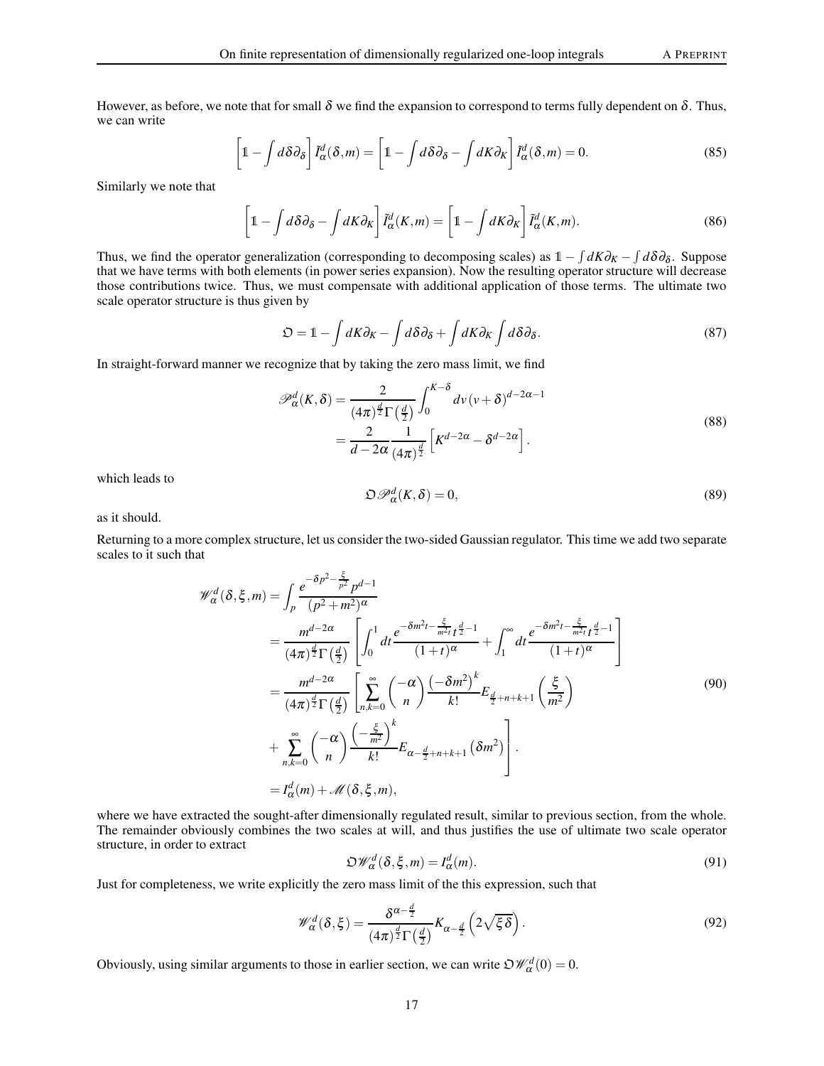However, as before, we note that for small $\delta$ we find the expansion to correspond to terms fully dependent on $\delta$. Thus, we can write

$$
\left[\mathbb{1} - \int d\delta \partial_\delta\right] \tilde{I}^d_\alpha(\delta,m) = \left[\mathbb{1} - \int d\delta \partial_\delta - \int dK \partial_K\right] \tilde{I}^d_\alpha(\delta,m) = 0. \tag{85}
$$

Similarly we note that

$$
\left[\mathbb{1} - \int d\delta \partial_\delta - \int dK \partial_K\right] \tilde{I}^d_\alpha(K,m) = \left[\mathbb{1} - \int dK \partial_K\right] \tilde{I}^d_\alpha(K,m). \tag{86}
$$

Thus, we find the operator generalization (corresponding to decomposing scales) as $\mathbb{1} - \int dK\partial_K - \int d\delta\partial_\delta$. Suppose that we have terms with both elements (in power series expansion). Now the resulting operator structure will decrease those contributions twice. Thus, we must compensate with additional application of those terms. The ultimate two scale operator structure is thus given by

$$
\mathfrak{O} = \mathbb{1} - \int dK \partial_K - \int d\delta \partial_\delta + \int dK \partial_K \int d\delta \partial_\delta. \tag{87}
$$

In straight-forward manner we recognize that by taking the zero mass limit, we find

$$
\begin{aligned}
\mathscr{P}^d_\alpha(K,\delta) &= \frac{2}{(4\pi)^{\frac{d}{2}}\Gamma\left(\frac{d}{2}\right)} \int_0^{K-\delta} dv \,(v+\delta)^{d-2\alpha-1} \\
&= \frac{2}{d-2\alpha} \frac{1}{(4\pi)^{\frac{d}{2}}} \left[K^{d-2\alpha} - \delta^{d-2\alpha}\right].
\end{aligned} \tag{88}
$$

which leads to

$$
\mathfrak{O}\mathscr{P}^d_\alpha(K,\delta) = 0, \tag{89}
$$

as it should.

Returning to a more complex structure, let us consider the two-sided Gaussian regulator. This time we add two separate scales to it such that

$$
\begin{aligned}
\mathscr{W}^d_\alpha(\delta,\xi,m) &= \int_p \frac{e^{-\delta p^2 - \frac{\xi}{p^2}} p^{d-1}}{(p^2+m^2)^\alpha} \\
&= \frac{m^{d-2\alpha}}{(4\pi)^{\frac{d}{2}}\Gamma\left(\frac{d}{2}\right)} \left[\int_0^1 dt \frac{e^{-\delta m^2 t - \frac{\xi}{m^2 t}} t^{\frac{d}{2}-1}}{(1+t)^\alpha} + \int_1^\infty dt \frac{e^{-\delta m^2 t - \frac{\xi}{m^2 t}} t^{\frac{d}{2}-1}}{(1+t)^\alpha}\right] \\
&= \frac{m^{d-2\alpha}}{(4\pi)^{\frac{d}{2}}\Gamma\left(\frac{d}{2}\right)} \left[\sum_{n,k=0}^\infty \binom{-\alpha}{n} \frac{\left(-\delta m^2\right)^k}{k!} E_{\frac{d}{2}+n+k+1}\left(\frac{\xi}{m^2}\right)\right. \\
&\left. + \sum_{n,k=0}^\infty \binom{-\alpha}{n} \frac{\left(-\frac{\xi}{m^2}\right)^k}{k!} E_{\alpha-\frac{d}{2}+n+k+1}\left(\delta m^2\right)\right]. \\
&= I^d_\alpha(m) + \mathscr{M}(\delta,\xi,m),
\end{aligned} \tag{90}
$$

where we have extracted the sought-after dimensionally regulated result, similar to previous section, from the whole. The remainder obviously combines the two scales at will, and thus justifies the use of ultimate two scale operator structure, in order to extract

$$
\mathfrak{O}\mathscr{W}^d_\alpha(\delta,\xi,m) = I^d_\alpha(m). \tag{91}
$$

Just for completeness, we write explicitly the zero mass limit of the this expression, such that

$$
\mathscr{W}^d_\alpha(\delta,\xi) = \frac{\delta^{\alpha-\frac{d}{2}}}{(4\pi)^{\frac{d}{2}}\Gamma\left(\frac{d}{2}\right)} K_{\alpha-\frac{d}{2}}\left(2\sqrt{\xi\delta}\right). \tag{92}
$$

Obviously, using similar arguments to those in earlier section, we can write $\mathfrak{O}\mathscr{W}^d_\alpha(0) = 0$.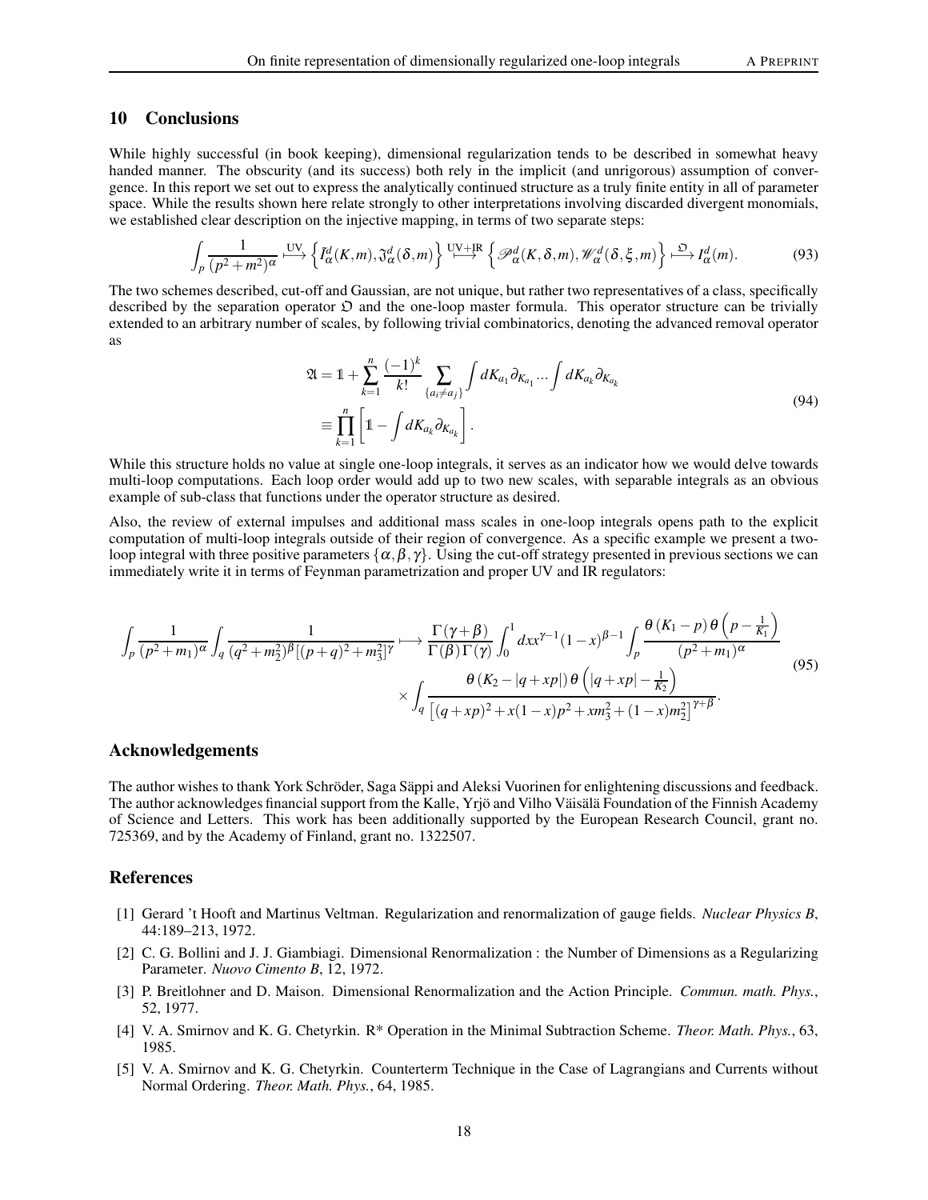## 10 Conclusions

While highly successful (in book keeping), dimensional regularization tends to be described in somewhat heavy handed manner. The obscurity (and its success) both rely in the implicit (and unrigorous) assumption of convergence. In this report we set out to express the analytically continued structure as a truly finite entity in all of parameter space. While the results shown here relate strongly to other interpretations involving discarded divergent monomials, we established clear description on the injective mapping, in terms of two separate steps:

$$\int_p \frac{1}{(p^2+m^2)^\alpha} \overset{\text{UV}}{\longmapsto} \left\{ \tilde{I}^d_\alpha(K,m), \mathfrak{I}^d_\alpha(\delta,m) \right\} \overset{\text{UV+IR}}{\longmapsto} \left\{ \mathscr{P}^d_\alpha(K,\delta,m), \mathscr{W}^d_\alpha(\delta,\xi,m) \right\} \overset{\mathfrak{O}}{\longmapsto} I^d_\alpha(m). \tag{93}$$

The two schemes described, cut-off and Gaussian, are not unique, but rather two representatives of a class, specifically described by the separation operator $\mathfrak{O}$ and the one-loop master formula. This operator structure can be trivially extended to an arbitrary number of scales, by following trivial combinatorics, denoting the advanced removal operator as

$$\begin{aligned} \mathfrak{A} &= \mathbb{1} + \sum_{k=1}^{n} \frac{(-1)^k}{k!} \sum_{\{a_i \neq a_j\}} \int dK_{a_1} \partial_{K_{a_1}} \ldots \int dK_{a_k} \partial_{K_{a_k}} \\ &\equiv \prod_{k=1}^{n} \left[ \mathbb{1} - \int dK_{a_k} \partial_{K_{a_k}} \right]. \end{aligned} \tag{94}$$

While this structure holds no value at single one-loop integrals, it serves as an indicator how we would delve towards multi-loop computations. Each loop order would add up to two new scales, with separable integrals as an obvious example of sub-class that functions under the operator structure as desired.

Also, the review of external impulses and additional mass scales in one-loop integrals opens path to the explicit computation of multi-loop integrals outside of their region of convergence. As a specific example we present a two-loop integral with three positive parameters $\{\alpha, \beta, \gamma\}$. Using the cut-off strategy presented in previous sections we can immediately write it in terms of Feynman parametrization and proper UV and IR regulators:

$$\begin{aligned} \int_p \frac{1}{(p^2+m_1)^\alpha} \int_q \frac{1}{(q^2+m_2^2)^\beta [(p+q)^2+m_3^2]^\gamma} \longmapsto \frac{\Gamma(\gamma+\beta)}{\Gamma(\beta)\Gamma(\gamma)} \int_0^1 dx x^{\gamma-1}(1-x)^{\beta-1} \int_p \frac{\theta(K_1-p)\,\theta\left(p-\frac{1}{K_1}\right)}{(p^2+m_1)^\alpha} \\ \times \int_q \frac{\theta(K_2-|q+xp|)\,\theta\left(|q+xp|-\frac{1}{K_2}\right)}{\left[(q+xp)^2+x(1-x)p^2+xm_3^2+(1-x)m_2^2\right]^{\gamma+\beta}}. \end{aligned} \tag{95}$$

## Acknowledgements

The author wishes to thank York Schröder, Saga Säppi and Aleksi Vuorinen for enlightening discussions and feedback. The author acknowledges financial support from the Kalle, Yrjö and Vilho Väisälä Foundation of the Finnish Academy of Science and Letters. This work has been additionally supported by the European Research Council, grant no. 725369, and by the Academy of Finland, grant no. 1322507.

## References

[1] Gerard 't Hooft and Martinus Veltman. Regularization and renormalization of gauge fields. *Nuclear Physics B*, 44:189–213, 1972.

[2] C. G. Bollini and J. J. Giambiagi. Dimensional Renormalization : the Number of Dimensions as a Regularizing Parameter. *Nuovo Cimento B*, 12, 1972.

[3] P. Breitlohner and D. Maison. Dimensional Renormalization and the Action Principle. *Commun. math. Phys.*, 52, 1977.

[4] V. A. Smirnov and K. G. Chetyrkin. R* Operation in the Minimal Subtraction Scheme. *Theor. Math. Phys.*, 63, 1985.

[5] V. A. Smirnov and K. G. Chetyrkin. Counterterm Technique in the Case of Lagrangians and Currents without Normal Ordering. *Theor. Math. Phys.*, 64, 1985.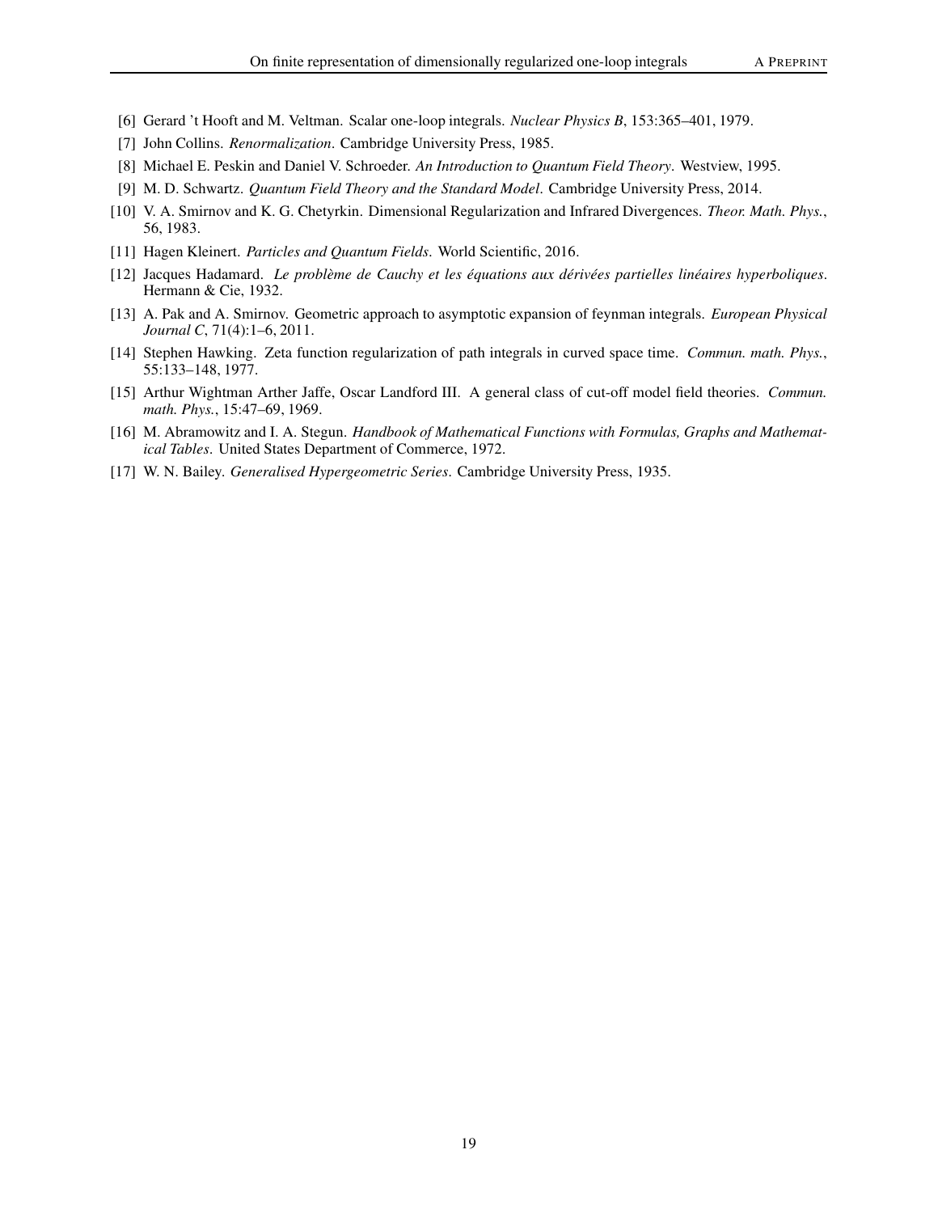[6] Gerard 't Hooft and M. Veltman. Scalar one-loop integrals. *Nuclear Physics B*, 153:365–401, 1979.

[7] John Collins. *Renormalization*. Cambridge University Press, 1985.

[8] Michael E. Peskin and Daniel V. Schroeder. *An Introduction to Quantum Field Theory*. Westview, 1995.

[9] M. D. Schwartz. *Quantum Field Theory and the Standard Model*. Cambridge University Press, 2014.

[10] V. A. Smirnov and K. G. Chetyrkin. Dimensional Regularization and Infrared Divergences. *Theor. Math. Phys.*, 56, 1983.

[11] Hagen Kleinert. *Particles and Quantum Fields*. World Scientific, 2016.

[12] Jacques Hadamard. *Le problème de Cauchy et les équations aux dérivées partielles linéaires hyperboliques*. Hermann & Cie, 1932.

[13] A. Pak and A. Smirnov. Geometric approach to asymptotic expansion of feynman integrals. *European Physical Journal C*, 71(4):1–6, 2011.

[14] Stephen Hawking. Zeta function regularization of path integrals in curved space time. *Commun. math. Phys.*, 55:133–148, 1977.

[15] Arthur Wightman Arther Jaffe, Oscar Landford III. A general class of cut-off model field theories. *Commun. math. Phys.*, 15:47–69, 1969.

[16] M. Abramowitz and I. A. Stegun. *Handbook of Mathematical Functions with Formulas, Graphs and Mathematical Tables*. United States Department of Commerce, 1972.

[17] W. N. Bailey. *Generalised Hypergeometric Series*. Cambridge University Press, 1935.